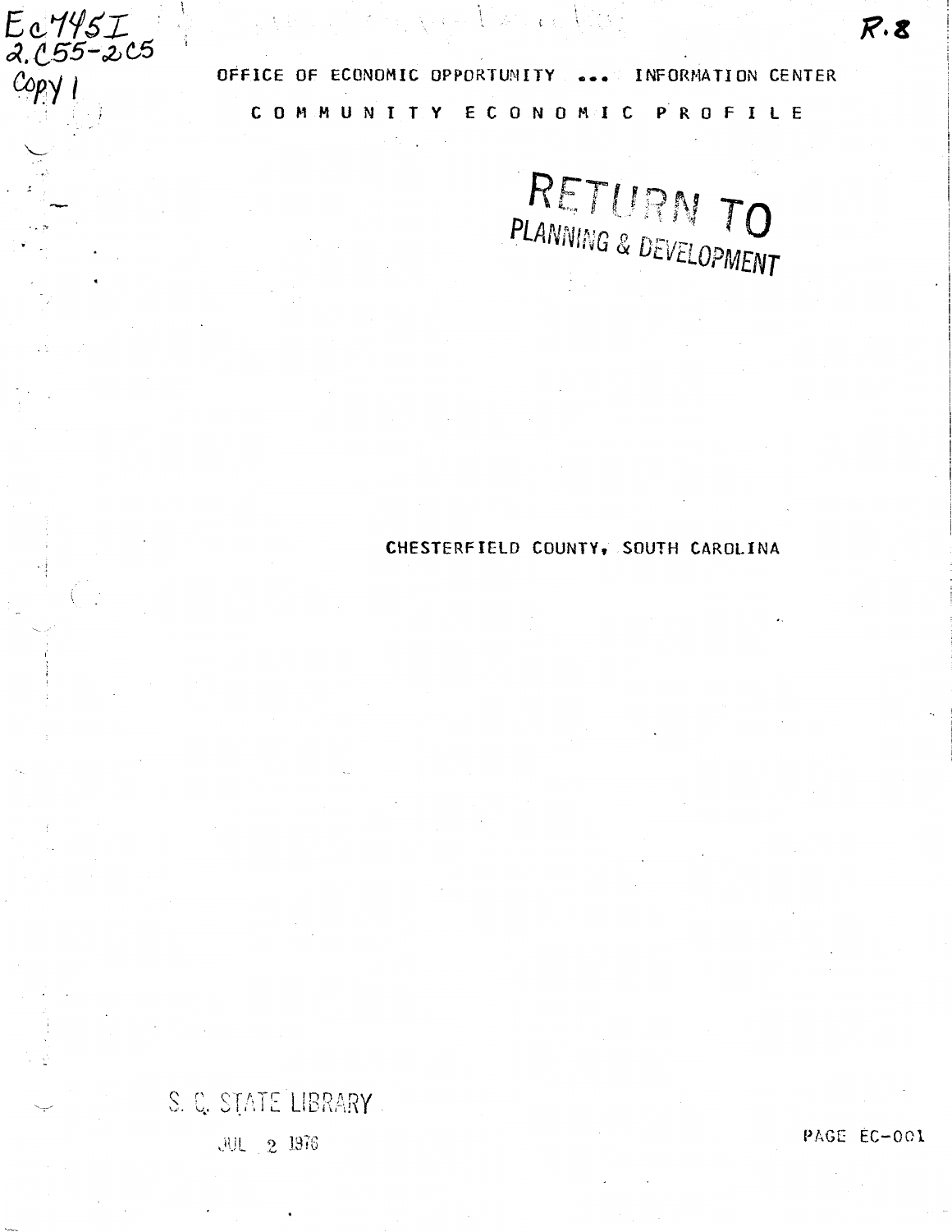Ec745I
2.C55-2C5
Copy 1

R.8

OFFICE OF ECONOMIC OPPORTUNITY ... INFORMATION CENTER

# C O M M U N I T Y   E C O N O M I C   P R O F I L E

RETURN TO
PLANNING & DEVELOPMENT

## CHESTERFIELD COUNTY, SOUTH CAROLINA

S. C. STATE LIBRARY
JUL 2 1976

PAGE EC-001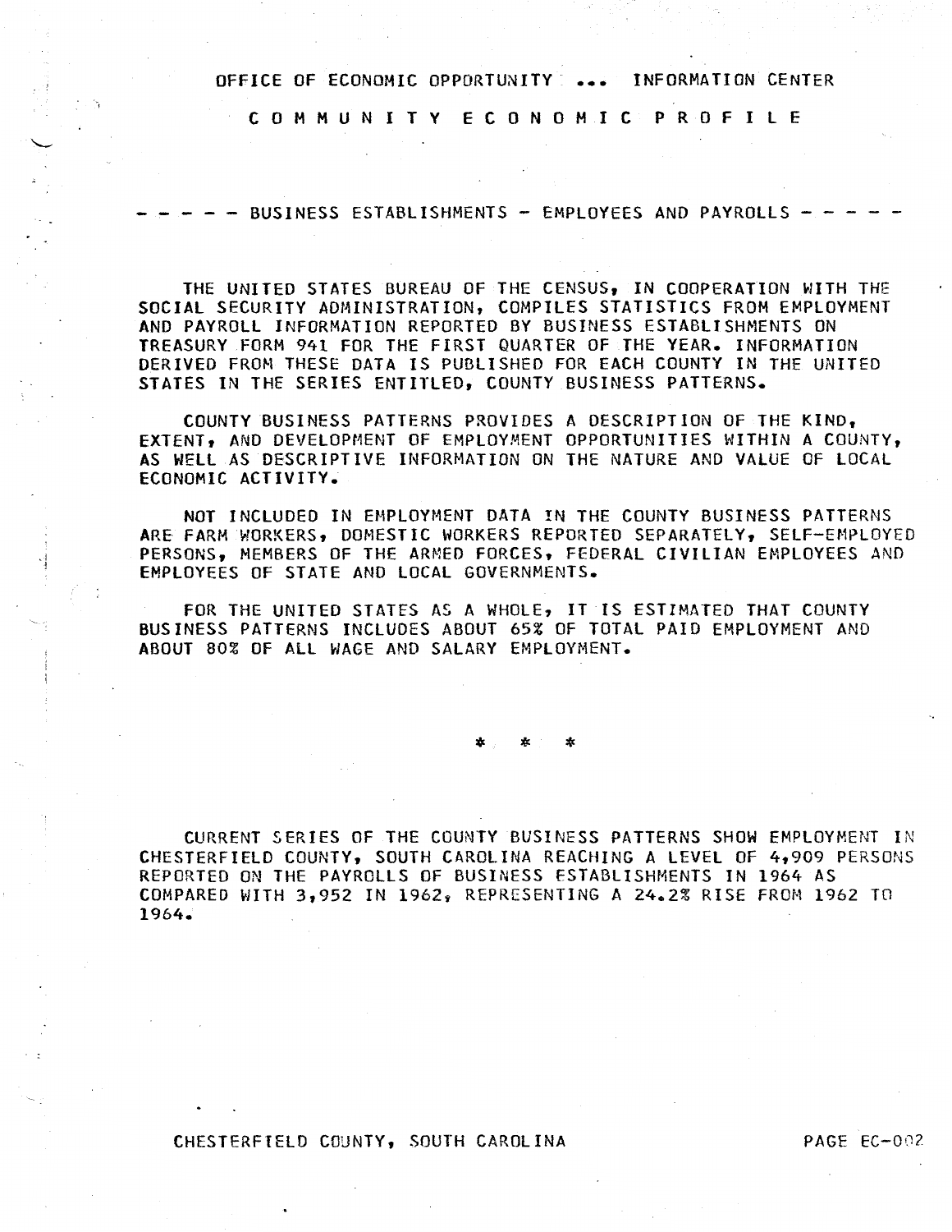OFFICE OF ECONOMIC OPPORTUNITY ... INFORMATION CENTER

# COMMUNITY ECONOMIC PROFILE

## - - - - - BUSINESS ESTABLISHMENTS - EMPLOYEES AND PAYROLLS - - - - -

THE UNITED STATES BUREAU OF THE CENSUS, IN COOPERATION WITH THE SOCIAL SECURITY ADMINISTRATION, COMPILES STATISTICS FROM EMPLOYMENT AND PAYROLL INFORMATION REPORTED BY BUSINESS ESTABLISHMENTS ON TREASURY FORM 941 FOR THE FIRST QUARTER OF THE YEAR. INFORMATION DERIVED FROM THESE DATA IS PUBLISHED FOR EACH COUNTY IN THE UNITED STATES IN THE SERIES ENTITLED, COUNTY BUSINESS PATTERNS.

COUNTY BUSINESS PATTERNS PROVIDES A DESCRIPTION OF THE KIND, EXTENT, AND DEVELOPMENT OF EMPLOYMENT OPPORTUNITIES WITHIN A COUNTY, AS WELL AS DESCRIPTIVE INFORMATION ON THE NATURE AND VALUE OF LOCAL ECONOMIC ACTIVITY.

NOT INCLUDED IN EMPLOYMENT DATA IN THE COUNTY BUSINESS PATTERNS ARE FARM WORKERS, DOMESTIC WORKERS REPORTED SEPARATELY, SELF-EMPLOYED PERSONS, MEMBERS OF THE ARMED FORCES, FEDERAL CIVILIAN EMPLOYEES AND EMPLOYEES OF STATE AND LOCAL GOVERNMENTS.

FOR THE UNITED STATES AS A WHOLE, IT IS ESTIMATED THAT COUNTY BUSINESS PATTERNS INCLUDES ABOUT 65% OF TOTAL PAID EMPLOYMENT AND ABOUT 80% OF ALL WAGE AND SALARY EMPLOYMENT.

\* \* \*

CURRENT SERIES OF THE COUNTY BUSINESS PATTERNS SHOW EMPLOYMENT IN CHESTERFIELD COUNTY, SOUTH CAROLINA REACHING A LEVEL OF 4,909 PERSONS REPORTED ON THE PAYROLLS OF BUSINESS ESTABLISHMENTS IN 1964 AS COMPARED WITH 3,952 IN 1962, REPRESENTING A 24.2% RISE FROM 1962 TO 1964.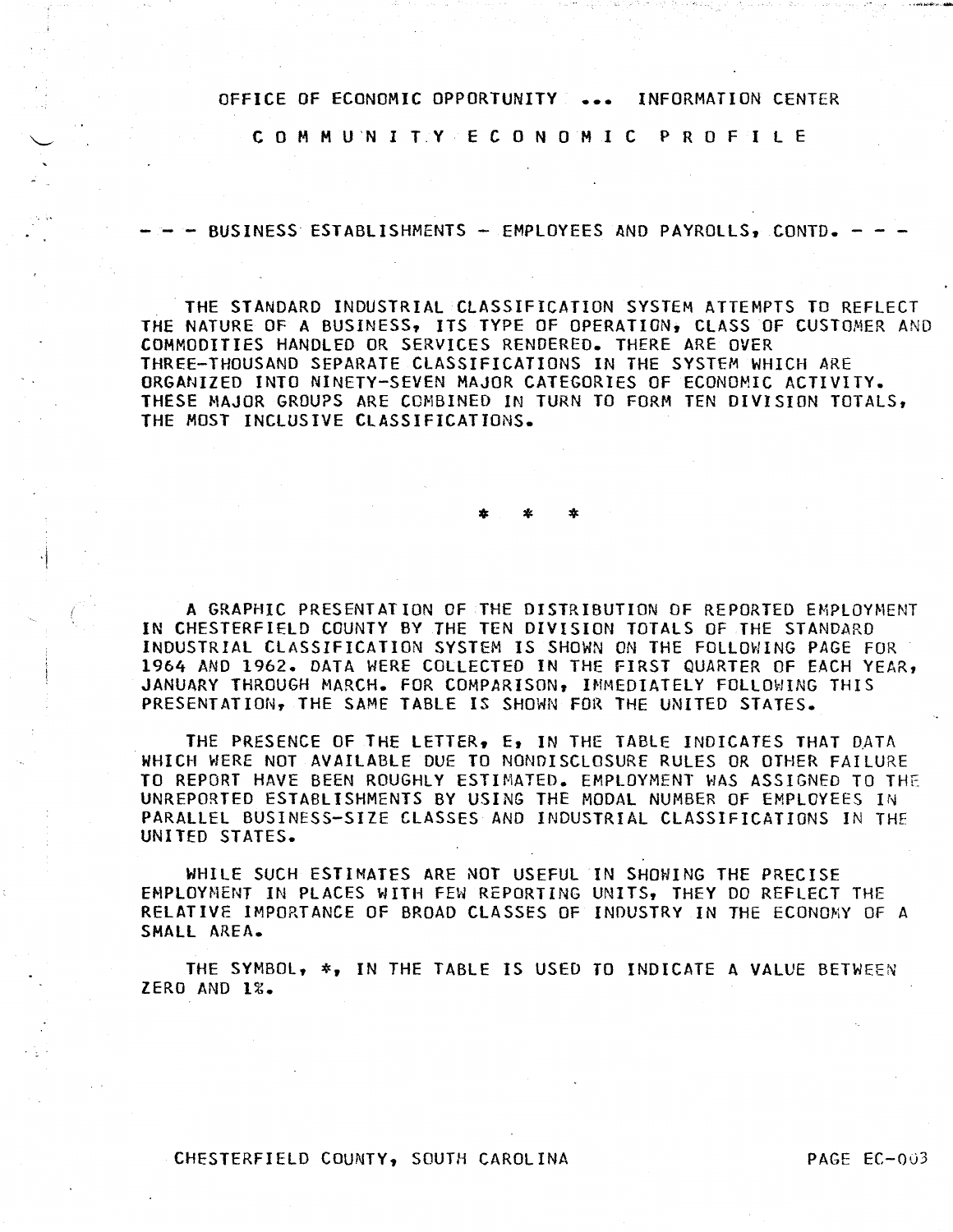OFFICE OF ECONOMIC OPPORTUNITY ... INFORMATION CENTER

# C O M M U N I T Y E C O N O M I C P R O F I L E

## - - - BUSINESS ESTABLISHMENTS - EMPLOYEES AND PAYROLLS, CONTD. - - -

THE STANDARD INDUSTRIAL CLASSIFICATION SYSTEM ATTEMPTS TO REFLECT THE NATURE OF A BUSINESS, ITS TYPE OF OPERATION, CLASS OF CUSTOMER AND COMMODITIES HANDLED OR SERVICES RENDERED. THERE ARE OVER THREE-THOUSAND SEPARATE CLASSIFICATIONS IN THE SYSTEM WHICH ARE ORGANIZED INTO NINETY-SEVEN MAJOR CATEGORIES OF ECONOMIC ACTIVITY. THESE MAJOR GROUPS ARE COMBINED IN TURN TO FORM TEN DIVISION TOTALS, THE MOST INCLUSIVE CLASSIFICATIONS.

\* \* \*

A GRAPHIC PRESENTATION OF THE DISTRIBUTION OF REPORTED EMPLOYMENT IN CHESTERFIELD COUNTY BY THE TEN DIVISION TOTALS OF THE STANDARD INDUSTRIAL CLASSIFICATION SYSTEM IS SHOWN ON THE FOLLOWING PAGE FOR 1964 AND 1962. DATA WERE COLLECTED IN THE FIRST QUARTER OF EACH YEAR, JANUARY THROUGH MARCH. FOR COMPARISON, IMMEDIATELY FOLLOWING THIS PRESENTATION, THE SAME TABLE IS SHOWN FOR THE UNITED STATES.

THE PRESENCE OF THE LETTER, E, IN THE TABLE INDICATES THAT DATA WHICH WERE NOT AVAILABLE DUE TO NONDISCLOSURE RULES OR OTHER FAILURE TO REPORT HAVE BEEN ROUGHLY ESTIMATED. EMPLOYMENT WAS ASSIGNED TO THE UNREPORTED ESTABLISHMENTS BY USING THE MODAL NUMBER OF EMPLOYEES IN PARALLEL BUSINESS-SIZE CLASSES AND INDUSTRIAL CLASSIFICATIONS IN THE UNITED STATES.

WHILE SUCH ESTIMATES ARE NOT USEFUL IN SHOWING THE PRECISE EMPLOYMENT IN PLACES WITH FEW REPORTING UNITS, THEY DO REFLECT THE RELATIVE IMPORTANCE OF BROAD CLASSES OF INDUSTRY IN THE ECONOMY OF A SMALL AREA.

THE SYMBOL, *, IN THE TABLE IS USED TO INDICATE A VALUE BETWEEN ZERO AND 1%.

CHESTERFIELD COUNTY, SOUTH CAROLINA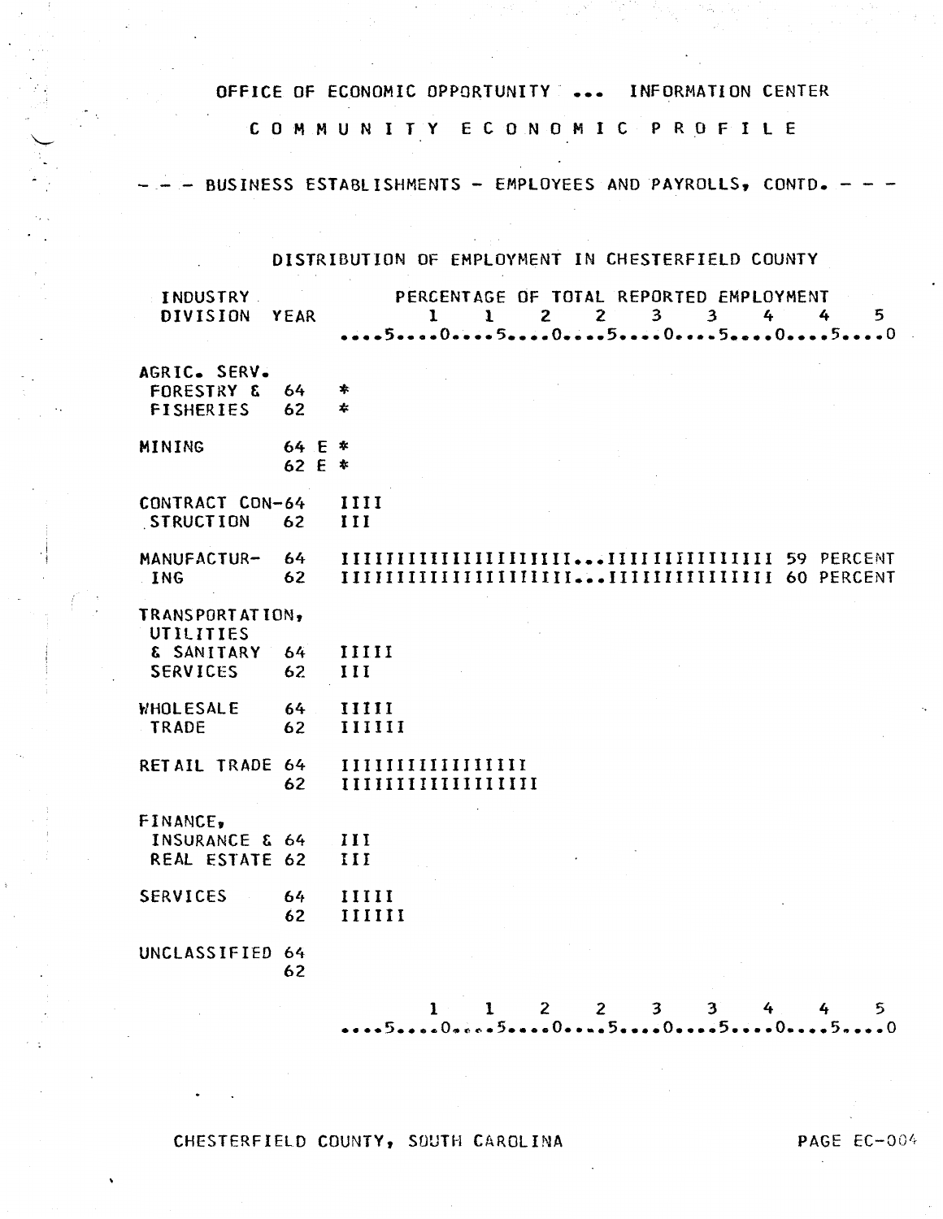OFFICE OF ECONOMIC OPPORTUNITY ... INFORMATION CENTER

COMMUNITY ECONOMIC PROFILE

--- BUSINESS ESTABLISHMENTS - EMPLOYEES AND PAYROLLS, CONTD. ---

## DISTRIBUTION OF EMPLOYMENT IN CHESTERFIELD COUNTY

```
 INDUSTRY               PERCENTAGE OF TOTAL REPORTED EMPLOYMENT
 DIVISION  YEAR              1    1    2    2    3    3    4    4    5
               ....5....0....5....0....5....0....5....0....5....0

AGRIC. SERV.
 FORESTRY &  64   *
 FISHERIES   62   *

MINING       64 E *
             62 E *

CONTRACT CON-64   IIII
 STRUCTION   62   III

MANUFACTUR-  64   IIIIIIIIIIIIIIIIIIII...IIIIIIIIIIIIII 59 PERCENT
 ING         62   IIIIIIIIIIIIIIIIIIII...IIIIIIIIIIIIII 60 PERCENT

TRANSPORTATION,
 UTILITIES
 & SANITARY  64   IIIII
 SERVICES    62   III

WHOLESALE    64   IIIII
 TRADE       62   IIIIII

RETAIL TRADE 64   IIIIIIIIIIIIIIIII
             62   IIIIIIIIIIIIIIIIII

FINANCE,
 INSURANCE & 64   III
 REAL ESTATE 62   III

SERVICES     64   IIIII
             62   IIIIII

UNCLASSIFIED 64
             62

                     1    1    2    2    3    3    4    4    5
               ....5....0....5....0....5....0....5....0....5....0
```

CHESTERFIELD COUNTY, SOUTH CAROLINA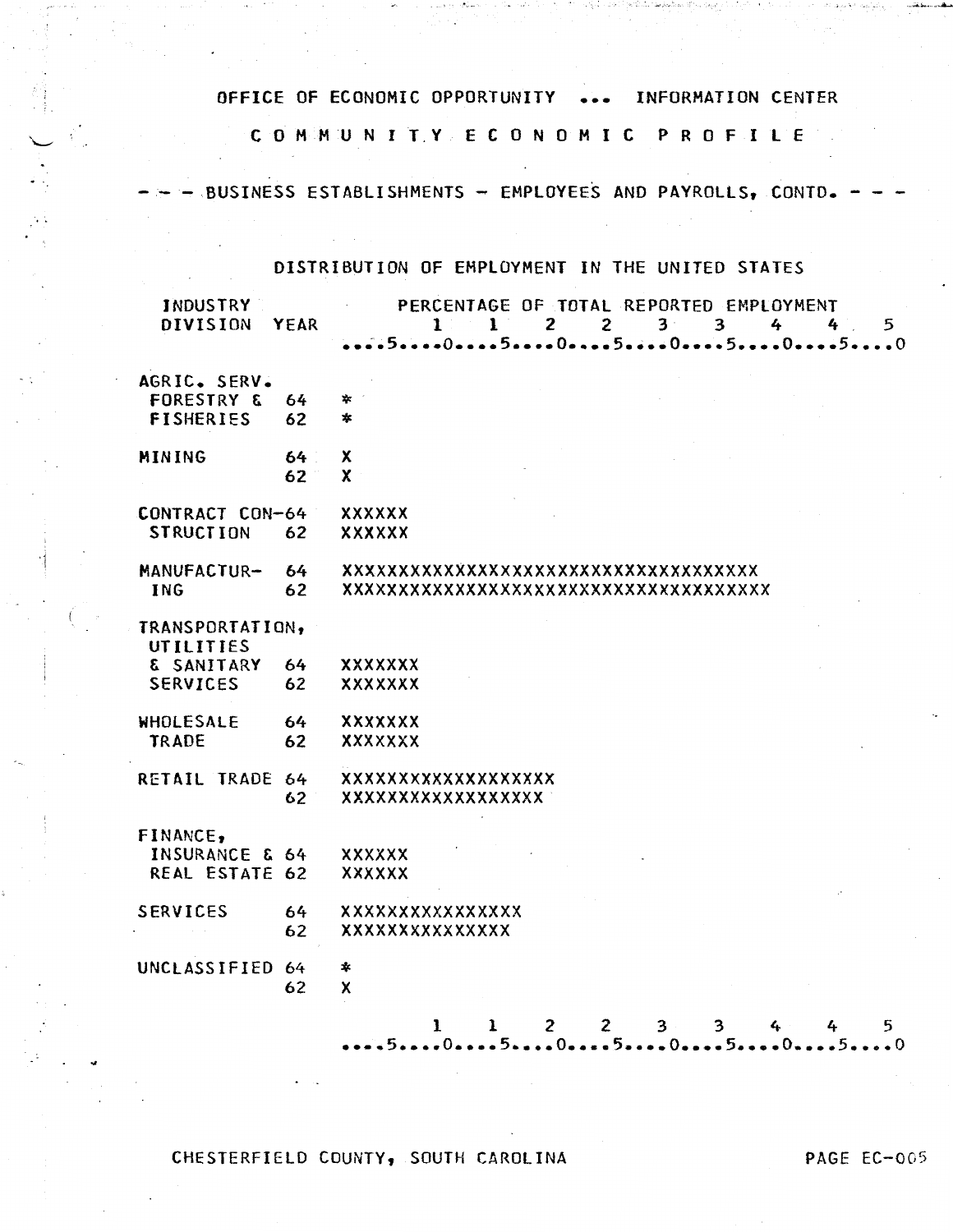OFFICE OF ECONOMIC OPPORTUNITY ... INFORMATION CENTER

# COMMUNITY ECONOMIC PROFILE

## --- BUSINESS ESTABLISHMENTS - EMPLOYEES AND PAYROLLS, CONTD. ---

### DISTRIBUTION OF EMPLOYMENT IN THE UNITED STATES

```
 INDUSTRY                 PERCENTAGE OF TOTAL REPORTED EMPLOYMENT
 DIVISION  YEAR              1    1    2    2    3    3    4    4    5
                   ....5....0....5....0....5....0....5....0....5....0

AGRIC. SERV.
 FORESTRY &  64    *
 FISHERIES   62    *

MINING       64    X
             62    X

CONTRACT CON-64    XXXXXX
 STRUCTION   62    XXXXXX

MANUFACTUR-  64    XXXXXXXXXXXXXXXXXXXXXXXXXXXXXXXXXXXXX
 ING         62    XXXXXXXXXXXXXXXXXXXXXXXXXXXXXXXXXXXXXX

TRANSPORTATION,
 UTILITIES
 & SANITARY  64    XXXXXXX
 SERVICES    62    XXXXXXX

WHOLESALE    64    XXXXXXX
 TRADE       62    XXXXXXX

RETAIL TRADE 64    XXXXXXXXXXXXXXXXXXX
             62    XXXXXXXXXXXXXXXXXX

FINANCE,
 INSURANCE & 64    XXXXXX
 REAL ESTATE 62    XXXXXX

SERVICES     64    XXXXXXXXXXXXXXXX
             62    XXXXXXXXXXXXXXX

UNCLASSIFIED 64    *
             62    X

                         1    1    2    2    3    3    4    4    5
                   ....5....0....5....0....5....0....5....0....5....0
```

CHESTERFIELD COUNTY, SOUTH CAROLINA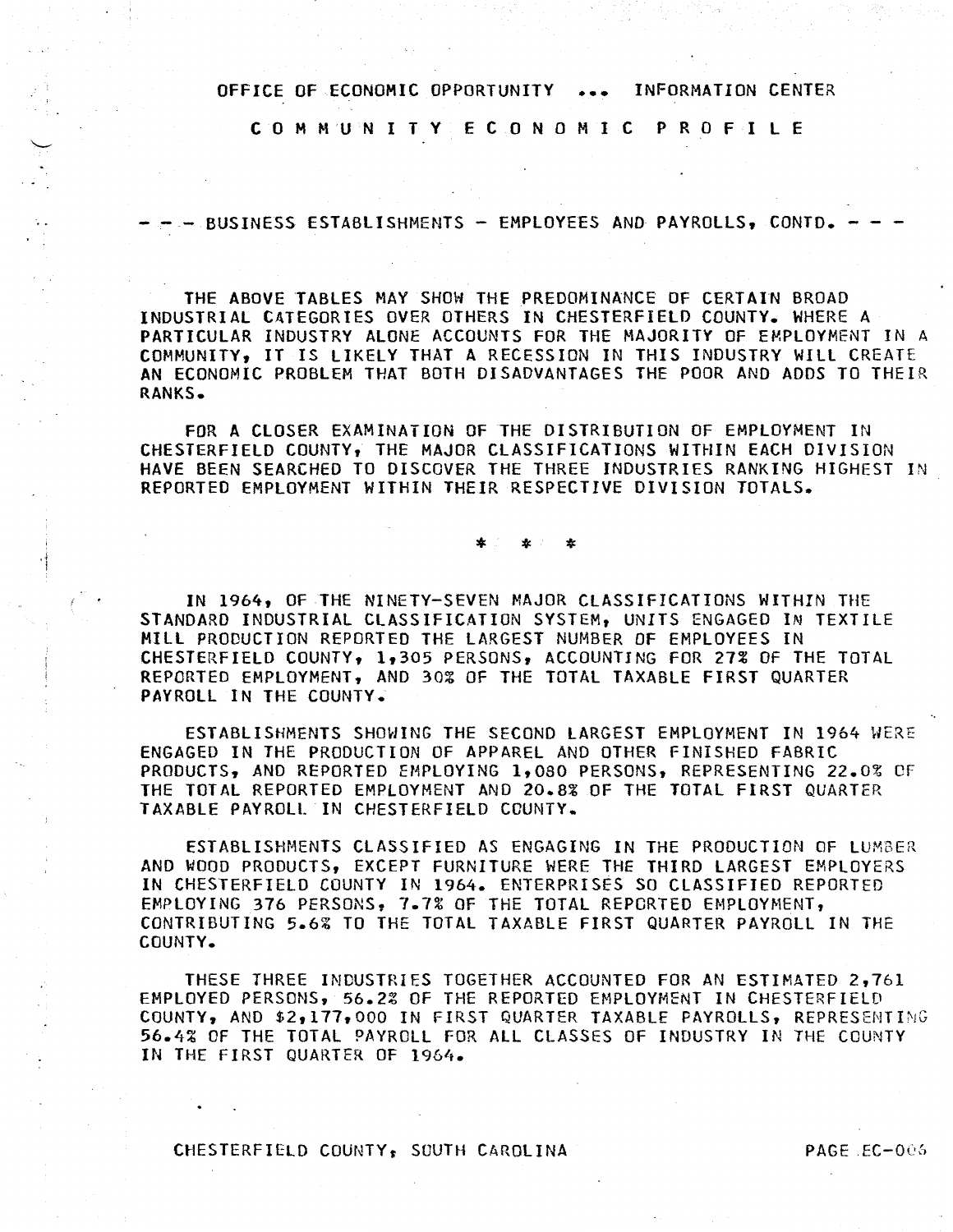OFFICE OF ECONOMIC OPPORTUNITY ... INFORMATION CENTER

COMMUNITY ECONOMIC PROFILE

## --- BUSINESS ESTABLISHMENTS - EMPLOYEES AND PAYROLLS, CONTD. ---

THE ABOVE TABLES MAY SHOW THE PREDOMINANCE OF CERTAIN BROAD INDUSTRIAL CATEGORIES OVER OTHERS IN CHESTERFIELD COUNTY. WHERE A PARTICULAR INDUSTRY ALONE ACCOUNTS FOR THE MAJORITY OF EMPLOYMENT IN A COMMUNITY, IT IS LIKELY THAT A RECESSION IN THIS INDUSTRY WILL CREATE AN ECONOMIC PROBLEM THAT BOTH DISADVANTAGES THE POOR AND ADDS TO THEIR RANKS.

FOR A CLOSER EXAMINATION OF THE DISTRIBUTION OF EMPLOYMENT IN CHESTERFIELD COUNTY, THE MAJOR CLASSIFICATIONS WITHIN EACH DIVISION HAVE BEEN SEARCHED TO DISCOVER THE THREE INDUSTRIES RANKING HIGHEST IN REPORTED EMPLOYMENT WITHIN THEIR RESPECTIVE DIVISION TOTALS.

\* \* \*

IN 1964, OF THE NINETY-SEVEN MAJOR CLASSIFICATIONS WITHIN THE STANDARD INDUSTRIAL CLASSIFICATION SYSTEM, UNITS ENGAGED IN TEXTILE MILL PRODUCTION REPORTED THE LARGEST NUMBER OF EMPLOYEES IN CHESTERFIELD COUNTY, 1,305 PERSONS, ACCOUNTING FOR 27% OF THE TOTAL REPORTED EMPLOYMENT, AND 30% OF THE TOTAL TAXABLE FIRST QUARTER PAYROLL IN THE COUNTY.

ESTABLISHMENTS SHOWING THE SECOND LARGEST EMPLOYMENT IN 1964 WERE ENGAGED IN THE PRODUCTION OF APPAREL AND OTHER FINISHED FABRIC PRODUCTS, AND REPORTED EMPLOYING 1,080 PERSONS, REPRESENTING 22.0% OF THE TOTAL REPORTED EMPLOYMENT AND 20.8% OF THE TOTAL FIRST QUARTER TAXABLE PAYROLL IN CHESTERFIELD COUNTY.

ESTABLISHMENTS CLASSIFIED AS ENGAGING IN THE PRODUCTION OF LUMBER AND WOOD PRODUCTS, EXCEPT FURNITURE WERE THE THIRD LARGEST EMPLOYERS IN CHESTERFIELD COUNTY IN 1964. ENTERPRISES SO CLASSIFIED REPORTED EMPLOYING 376 PERSONS, 7.7% OF THE TOTAL REPORTED EMPLOYMENT, CONTRIBUTING 5.6% TO THE TOTAL TAXABLE FIRST QUARTER PAYROLL IN THE COUNTY.

THESE THREE INDUSTRIES TOGETHER ACCOUNTED FOR AN ESTIMATED 2,761 EMPLOYED PERSONS, 56.2% OF THE REPORTED EMPLOYMENT IN CHESTERFIELD COUNTY, AND $2,177,000 IN FIRST QUARTER TAXABLE PAYROLLS, REPRESENTING 56.4% OF THE TOTAL PAYROLL FOR ALL CLASSES OF INDUSTRY IN THE COUNTY IN THE FIRST QUARTER OF 1964.

CHESTERFIELD COUNTY, SOUTH CAROLINA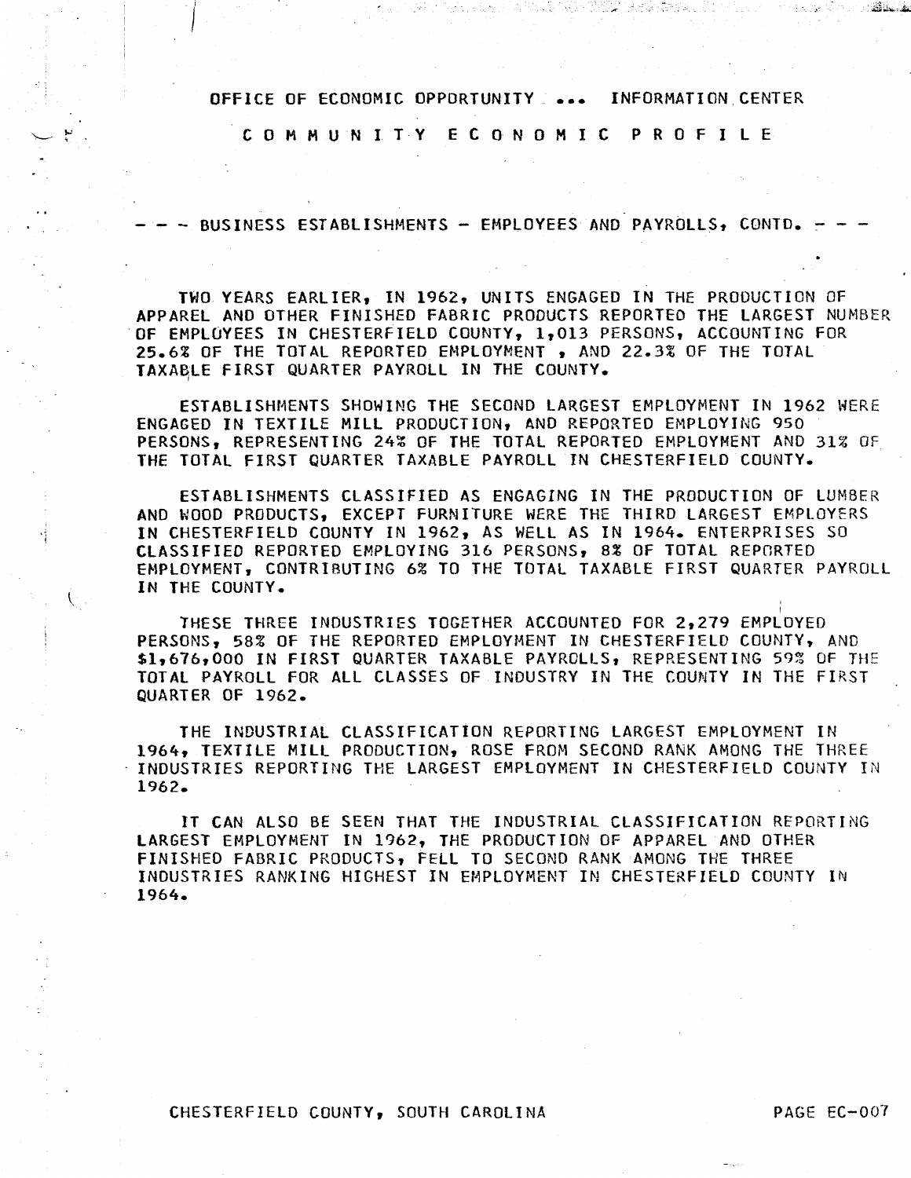OFFICE OF ECONOMIC OPPORTUNITY ... INFORMATION CENTER

# COMMUNITY ECONOMIC PROFILE

## --- BUSINESS ESTABLISHMENTS - EMPLOYEES AND PAYROLLS, CONTD. ---

TWO YEARS EARLIER, IN 1962, UNITS ENGAGED IN THE PRODUCTION OF APPAREL AND OTHER FINISHED FABRIC PRODUCTS REPORTED THE LARGEST NUMBER OF EMPLOYEES IN CHESTERFIELD COUNTY, 1,013 PERSONS, ACCOUNTING FOR 25.6% OF THE TOTAL REPORTED EMPLOYMENT , AND 22.3% OF THE TOTAL TAXABLE FIRST QUARTER PAYROLL IN THE COUNTY.

ESTABLISHMENTS SHOWING THE SECOND LARGEST EMPLOYMENT IN 1962 WERE ENGAGED IN TEXTILE MILL PRODUCTION, AND REPORTED EMPLOYING 950 PERSONS, REPRESENTING 24% OF THE TOTAL REPORTED EMPLOYMENT AND 31% OF THE TOTAL FIRST QUARTER TAXABLE PAYROLL IN CHESTERFIELD COUNTY.

ESTABLISHMENTS CLASSIFIED AS ENGAGING IN THE PRODUCTION OF LUMBER AND WOOD PRODUCTS, EXCEPT FURNITURE WERE THE THIRD LARGEST EMPLOYERS IN CHESTERFIELD COUNTY IN 1962, AS WELL AS IN 1964. ENTERPRISES SO CLASSIFIED REPORTED EMPLOYING 316 PERSONS, 8% OF TOTAL REPORTED EMPLOYMENT, CONTRIBUTING 6% TO THE TOTAL TAXABLE FIRST QUARTER PAYROLL IN THE COUNTY.

THESE THREE INDUSTRIES TOGETHER ACCOUNTED FOR 2,279 EMPLOYED PERSONS, 58% OF THE REPORTED EMPLOYMENT IN CHESTERFIELD COUNTY, AND $1,676,000 IN FIRST QUARTER TAXABLE PAYROLLS, REPRESENTING 59% OF THE TOTAL PAYROLL FOR ALL CLASSES OF INDUSTRY IN THE COUNTY IN THE FIRST QUARTER OF 1962.

THE INDUSTRIAL CLASSIFICATION REPORTING LARGEST EMPLOYMENT IN 1964, TEXTILE MILL PRODUCTION, ROSE FROM SECOND RANK AMONG THE THREE INDUSTRIES REPORTING THE LARGEST EMPLOYMENT IN CHESTERFIELD COUNTY IN 1962.

IT CAN ALSO BE SEEN THAT THE INDUSTRIAL CLASSIFICATION REPORTING LARGEST EMPLOYMENT IN 1962, THE PRODUCTION OF APPAREL AND OTHER FINISHED FABRIC PRODUCTS, FELL TO SECOND RANK AMONG THE THREE INDUSTRIES RANKING HIGHEST IN EMPLOYMENT IN CHESTERFIELD COUNTY IN 1964.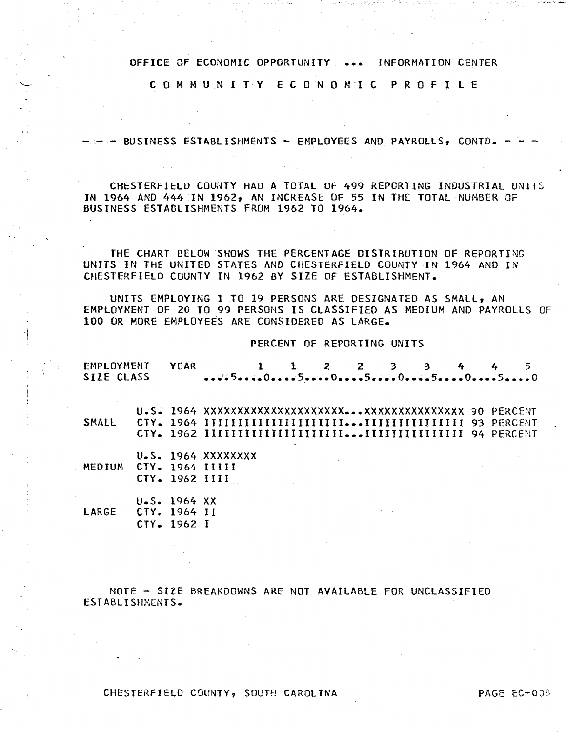OFFICE OF ECONOMIC OPPORTUNITY ... INFORMATION CENTER

# C O M M U N I T Y  E C O N O M I C  P R O F I L E

## - - - BUSINESS ESTABLISHMENTS - EMPLOYEES AND PAYROLLS, CONTD. - - -

CHESTERFIELD COUNTY HAD A TOTAL OF 499 REPORTING INDUSTRIAL UNITS IN 1964 AND 444 IN 1962, AN INCREASE OF 55 IN THE TOTAL NUMBER OF BUSINESS ESTABLISHMENTS FROM 1962 TO 1964.

THE CHART BELOW SHOWS THE PERCENTAGE DISTRIBUTION OF REPORTING UNITS IN THE UNITED STATES AND CHESTERFIELD COUNTY IN 1964 AND IN CHESTERFIELD COUNTY IN 1962 BY SIZE OF ESTABLISHMENT.

UNITS EMPLOYING 1 TO 19 PERSONS ARE DESIGNATED AS SMALL, AN EMPLOYMENT OF 20 TO 99 PERSONS IS CLASSIFIED AS MEDIUM AND PAYROLLS OF 100 OR MORE EMPLOYEES ARE CONSIDERED AS LARGE.

```
                                   PERCENT OF REPORTING UNITS

EMPLOYMENT   YEAR          1    1    2    2    3    3    4    4    5
SIZE CLASS            ....5....0....5....0....5....0....5....0....5....0


        U.S. 1964 XXXXXXXXXXXXXXXXXXXXX...XXXXXXXXXXXXXXX 90 PERCENT
SMALL   CTY. 1964 IIIIIIIIIIIIIIIIIIIII...IIIIIIIIIIIIII 93 PERCENT
        CTY. 1962 IIIIIIIIIIIIIIIIIIII...IIIIIIIIIIIIII 94 PERCENT

        U.S. 1964 XXXXXXXX
MEDIUM  CTY. 1964 IIIII
        CTY. 1962 IIII

        U.S. 1964 XX
LARGE   CTY. 1964 II
        CTY. 1962 I
```

NOTE - SIZE BREAKDOWNS ARE NOT AVAILABLE FOR UNCLASSIFIED ESTABLISHMENTS.

CHESTERFIELD COUNTY, SOUTH CAROLINA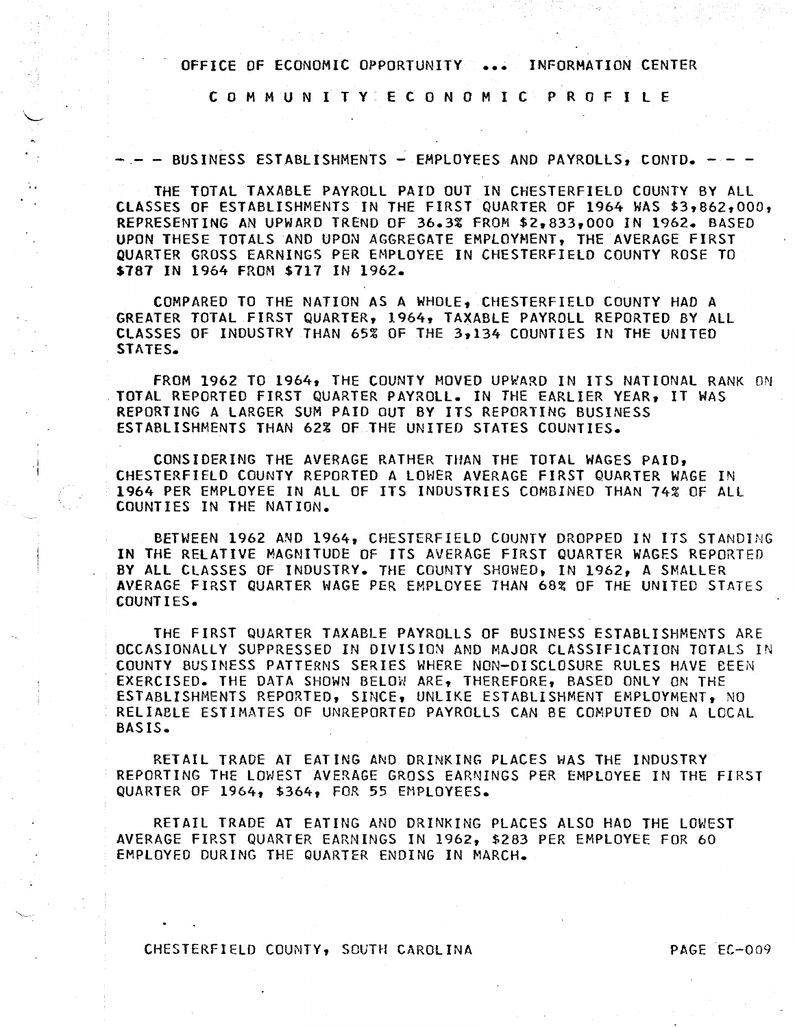OFFICE OF ECONOMIC OPPORTUNITY ... INFORMATION CENTER

C O M M U N I T Y E C O N O M I C P R O F I L E

## --- BUSINESS ESTABLISHMENTS - EMPLOYEES AND PAYROLLS, CONTD. ---

THE TOTAL TAXABLE PAYROLL PAID OUT IN CHESTERFIELD COUNTY BY ALL CLASSES OF ESTABLISHMENTS IN THE FIRST QUARTER OF 1964 WAS $3,862,000, REPRESENTING AN UPWARD TREND OF 36.3% FROM $2,833,000 IN 1962. BASED UPON THESE TOTALS AND UPON AGGREGATE EMPLOYMENT, THE AVERAGE FIRST QUARTER GROSS EARNINGS PER EMPLOYEE IN CHESTERFIELD COUNTY ROSE TO $787 IN 1964 FROM $717 IN 1962.

COMPARED TO THE NATION AS A WHOLE, CHESTERFIELD COUNTY HAD A GREATER TOTAL FIRST QUARTER, 1964, TAXABLE PAYROLL REPORTED BY ALL CLASSES OF INDUSTRY THAN 65% OF THE 3,134 COUNTIES IN THE UNITED STATES.

FROM 1962 TO 1964, THE COUNTY MOVED UPWARD IN ITS NATIONAL RANK ON TOTAL REPORTED FIRST QUARTER PAYROLL. IN THE EARLIER YEAR, IT WAS REPORTING A LARGER SUM PAID OUT BY ITS REPORTING BUSINESS ESTABLISHMENTS THAN 62% OF THE UNITED STATES COUNTIES.

CONSIDERING THE AVERAGE RATHER THAN THE TOTAL WAGES PAID, CHESTERFIELD COUNTY REPORTED A LOWER AVERAGE FIRST QUARTER WAGE IN 1964 PER EMPLOYEE IN ALL OF ITS INDUSTRIES COMBINED THAN 74% OF ALL COUNTIES IN THE NATION.

BETWEEN 1962 AND 1964, CHESTERFIELD COUNTY DROPPED IN ITS STANDING IN THE RELATIVE MAGNITUDE OF ITS AVERAGE FIRST QUARTER WAGES REPORTED BY ALL CLASSES OF INDUSTRY. THE COUNTY SHOWED, IN 1962, A SMALLER AVERAGE FIRST QUARTER WAGE PER EMPLOYEE THAN 68% OF THE UNITED STATES COUNTIES.

THE FIRST QUARTER TAXABLE PAYROLLS OF BUSINESS ESTABLISHMENTS ARE OCCASIONALLY SUPPRESSED IN DIVISION AND MAJOR CLASSIFICATION TOTALS IN COUNTY BUSINESS PATTERNS SERIES WHERE NON-DISCLOSURE RULES HAVE BEEN EXERCISED. THE DATA SHOWN BELOW ARE, THEREFORE, BASED ONLY ON THE ESTABLISHMENTS REPORTED, SINCE, UNLIKE ESTABLISHMENT EMPLOYMENT, NO RELIABLE ESTIMATES OF UNREPORTED PAYROLLS CAN BE COMPUTED ON A LOCAL BASIS.

RETAIL TRADE AT EATING AND DRINKING PLACES WAS THE INDUSTRY REPORTING THE LOWEST AVERAGE GROSS EARNINGS PER EMPLOYEE IN THE FIRST QUARTER OF 1964, $364, FOR 55 EMPLOYEES.

RETAIL TRADE AT EATING AND DRINKING PLACES ALSO HAD THE LOWEST AVERAGE FIRST QUARTER EARNINGS IN 1962, $283 PER EMPLOYEE FOR 60 EMPLOYED DURING THE QUARTER ENDING IN MARCH.

CHESTERFIELD COUNTY, SOUTH CAROLINA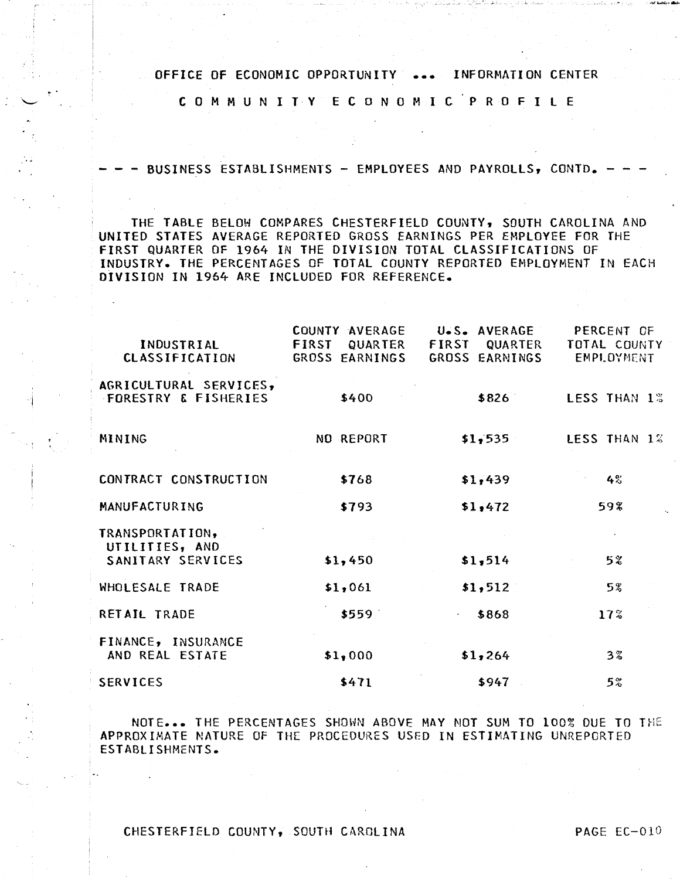OFFICE OF ECONOMIC OPPORTUNITY ... INFORMATION CENTER

COMMUNITY ECONOMIC PROFILE

## --- BUSINESS ESTABLISHMENTS - EMPLOYEES AND PAYROLLS, CONTD. ---

THE TABLE BELOW COMPARES CHESTERFIELD COUNTY, SOUTH CAROLINA AND UNITED STATES AVERAGE REPORTED GROSS EARNINGS PER EMPLOYEE FOR THE FIRST QUARTER OF 1964 IN THE DIVISION TOTAL CLASSIFICATIONS OF INDUSTRY. THE PERCENTAGES OF TOTAL COUNTY REPORTED EMPLOYMENT IN EACH DIVISION IN 1964 ARE INCLUDED FOR REFERENCE.

| INDUSTRIAL CLASSIFICATION | COUNTY AVERAGE FIRST QUARTER GROSS EARNINGS | U.S. AVERAGE FIRST QUARTER GROSS EARNINGS | PERCENT OF TOTAL COUNTY EMPLOYMENT |
|---|---|---|---|
| AGRICULTURAL SERVICES, FORESTRY & FISHERIES | $400 | $826 | LESS THAN 1% |
| MINING | NO REPORT | $1,535 | LESS THAN 1% |
| CONTRACT CONSTRUCTION | $768 | $1,439 | 4% |
| MANUFACTURING | $793 | $1,472 | 59% |
| TRANSPORTATION, UTILITIES, AND SANITARY SERVICES | $1,450 | $1,514 | 5% |
| WHOLESALE TRADE | $1,061 | $1,512 | 5% |
| RETAIL TRADE | $559 | $868 | 17% |
| FINANCE, INSURANCE AND REAL ESTATE | $1,000 | $1,264 | 3% |
| SERVICES | $471 | $947 | 5% |

NOTE... THE PERCENTAGES SHOWN ABOVE MAY NOT SUM TO 100% DUE TO THE APPROXIMATE NATURE OF THE PROCEDURES USED IN ESTIMATING UNREPORTED ESTABLISHMENTS.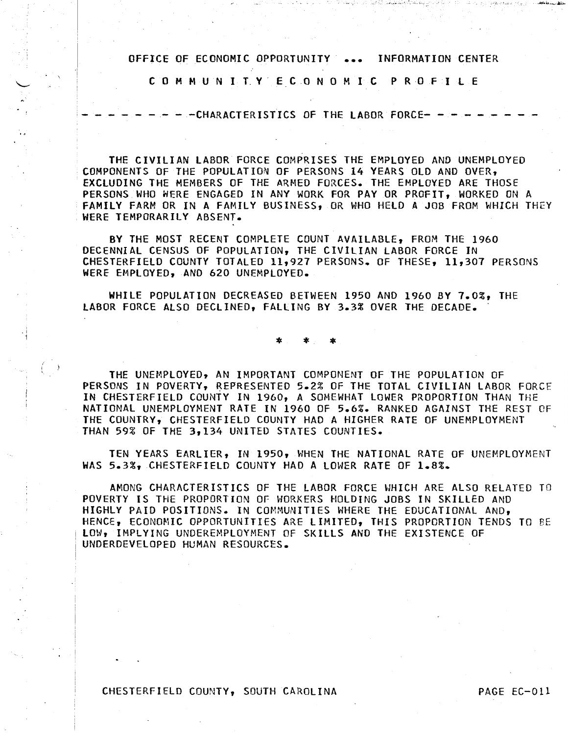OFFICE OF ECONOMIC OPPORTUNITY ... INFORMATION CENTER

# COMMUNITY ECONOMIC PROFILE

## CHARACTERISTICS OF THE LABOR FORCE

THE CIVILIAN LABOR FORCE COMPRISES THE EMPLOYED AND UNEMPLOYED COMPONENTS OF THE POPULATION OF PERSONS 14 YEARS OLD AND OVER, EXCLUDING THE MEMBERS OF THE ARMED FORCES. THE EMPLOYED ARE THOSE PERSONS WHO WERE ENGAGED IN ANY WORK FOR PAY OR PROFIT, WORKED ON A FAMILY FARM OR IN A FAMILY BUSINESS, OR WHO HELD A JOB FROM WHICH THEY WERE TEMPORARILY ABSENT.

BY THE MOST RECENT COMPLETE COUNT AVAILABLE, FROM THE 1960 DECENNIAL CENSUS OF POPULATION, THE CIVILIAN LABOR FORCE IN CHESTERFIELD COUNTY TOTALED 11,927 PERSONS. OF THESE, 11,307 PERSONS WERE EMPLOYED, AND 620 UNEMPLOYED.

WHILE POPULATION DECREASED BETWEEN 1950 AND 1960 BY 7.0%, THE LABOR FORCE ALSO DECLINED, FALLING BY 3.3% OVER THE DECADE.

\* \* \*

THE UNEMPLOYED, AN IMPORTANT COMPONENT OF THE POPULATION OF PERSONS IN POVERTY, REPRESENTED 5.2% OF THE TOTAL CIVILIAN LABOR FORCE IN CHESTERFIELD COUNTY IN 1960, A SOMEWHAT LOWER PROPORTION THAN THE NATIONAL UNEMPLOYMENT RATE IN 1960 OF 5.6%. RANKED AGAINST THE REST OF THE COUNTRY, CHESTERFIELD COUNTY HAD A HIGHER RATE OF UNEMPLOYMENT THAN 59% OF THE 3,134 UNITED STATES COUNTIES.

TEN YEARS EARLIER, IN 1950, WHEN THE NATIONAL RATE OF UNEMPLOYMENT WAS 5.3%, CHESTERFIELD COUNTY HAD A LOWER RATE OF 1.8%.

AMONG CHARACTERISTICS OF THE LABOR FORCE WHICH ARE ALSO RELATED TO POVERTY IS THE PROPORTION OF WORKERS HOLDING JOBS IN SKILLED AND HIGHLY PAID POSITIONS. IN COMMUNITIES WHERE THE EDUCATIONAL AND, HENCE, ECONOMIC OPPORTUNITIES ARE LIMITED, THIS PROPORTION TENDS TO BE LOW, IMPLYING UNDEREMPLOYMENT OF SKILLS AND THE EXISTENCE OF UNDERDEVELOPED HUMAN RESOURCES.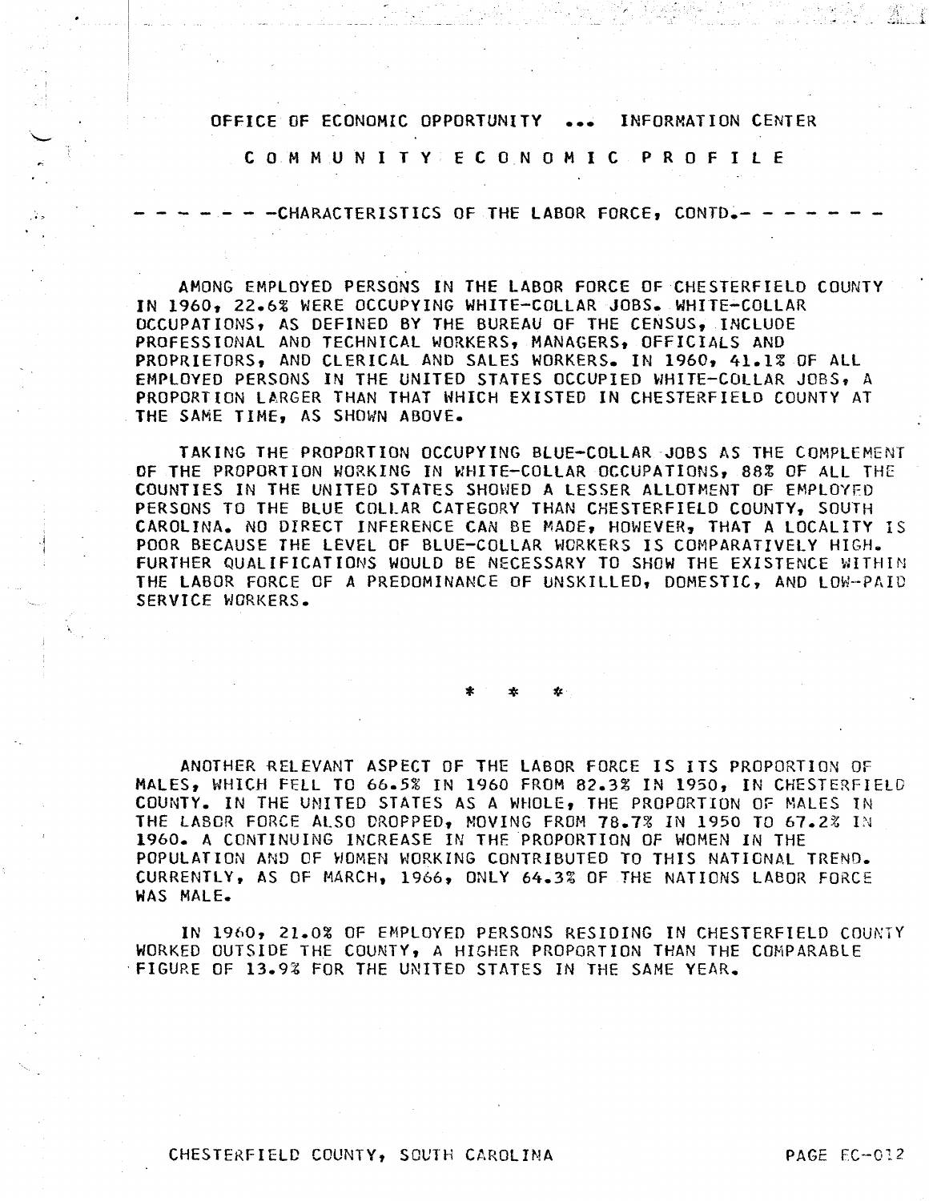# OFFICE OF ECONOMIC OPPORTUNITY ... INFORMATION CENTER

## COMMUNITY ECONOMIC PROFILE

### - - - - - - -CHARACTERISTICS OF THE LABOR FORCE, CONTD.- - - - - - -

AMONG EMPLOYED PERSONS IN THE LABOR FORCE OF CHESTERFIELD COUNTY IN 1960, 22.6% WERE OCCUPYING WHITE-COLLAR JOBS. WHITE-COLLAR OCCUPATIONS, AS DEFINED BY THE BUREAU OF THE CENSUS, INCLUDE PROFESSIONAL AND TECHNICAL WORKERS, MANAGERS, OFFICIALS AND PROPRIETORS, AND CLERICAL AND SALES WORKERS. IN 1960, 41.1% OF ALL EMPLOYED PERSONS IN THE UNITED STATES OCCUPIED WHITE-COLLAR JOBS, A PROPORTION LARGER THAN THAT WHICH EXISTED IN CHESTERFIELD COUNTY AT THE SAME TIME, AS SHOWN ABOVE.

TAKING THE PROPORTION OCCUPYING BLUE-COLLAR JOBS AS THE COMPLEMENT OF THE PROPORTION WORKING IN WHITE-COLLAR OCCUPATIONS, 88% OF ALL THE COUNTIES IN THE UNITED STATES SHOWED A LESSER ALLOTMENT OF EMPLOYED PERSONS TO THE BLUE COLLAR CATEGORY THAN CHESTERFIELD COUNTY, SOUTH CAROLINA. NO DIRECT INFERENCE CAN BE MADE, HOWEVER, THAT A LOCALITY IS POOR BECAUSE THE LEVEL OF BLUE-COLLAR WORKERS IS COMPARATIVELY HIGH. FURTHER QUALIFICATIONS WOULD BE NECESSARY TO SHOW THE EXISTENCE WITHIN THE LABOR FORCE OF A PREDOMINANCE OF UNSKILLED, DOMESTIC, AND LOW-PAID SERVICE WORKERS.

\* \* \*

ANOTHER RELEVANT ASPECT OF THE LABOR FORCE IS ITS PROPORTION OF MALES, WHICH FELL TO 66.5% IN 1960 FROM 82.3% IN 1950, IN CHESTERFIELD COUNTY. IN THE UNITED STATES AS A WHOLE, THE PROPORTION OF MALES IN THE LABOR FORCE ALSO DROPPED, MOVING FROM 78.7% IN 1950 TO 67.2% IN 1960. A CONTINUING INCREASE IN THE PROPORTION OF WOMEN IN THE POPULATION AND OF WOMEN WORKING CONTRIBUTED TO THIS NATIONAL TREND. CURRENTLY, AS OF MARCH, 1966, ONLY 64.3% OF THE NATIONS LABOR FORCE WAS MALE.

IN 1960, 21.0% OF EMPLOYED PERSONS RESIDING IN CHESTERFIELD COUNTY WORKED OUTSIDE THE COUNTY, A HIGHER PROPORTION THAN THE COMPARABLE FIGURE OF 13.9% FOR THE UNITED STATES IN THE SAME YEAR.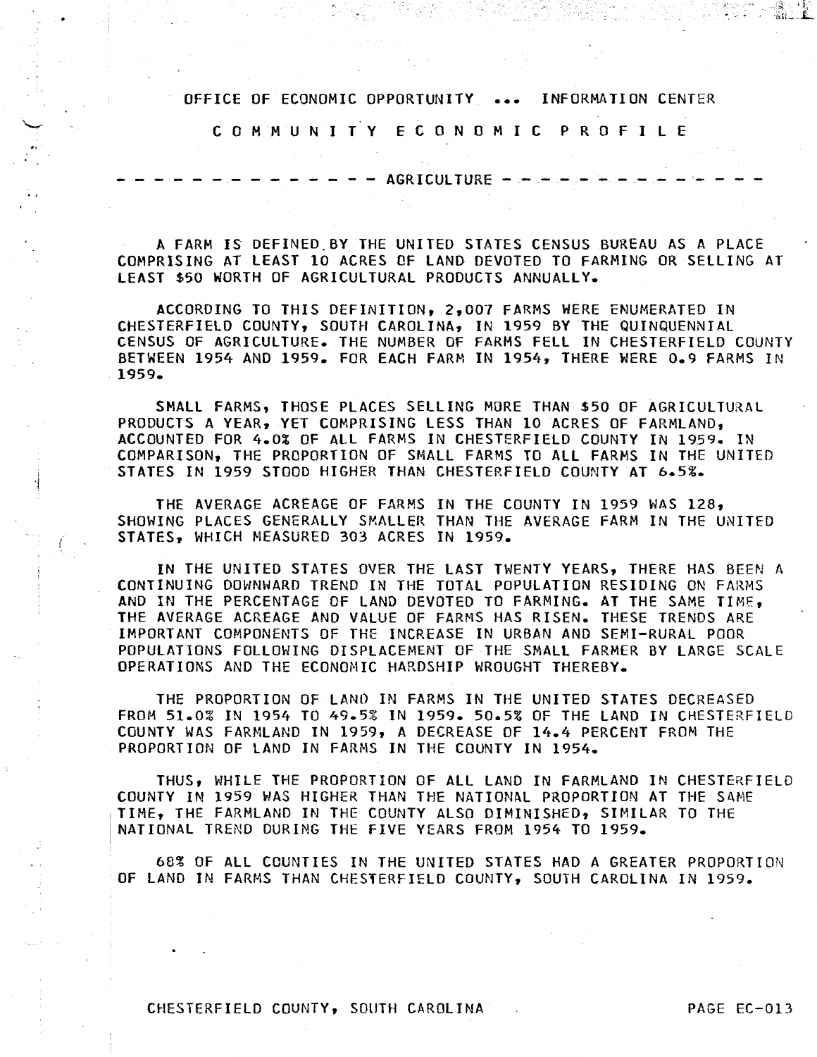# OFFICE OF ECONOMIC OPPORTUNITY ... INFORMATION CENTER

## COMMUNITY ECONOMIC PROFILE

### AGRICULTURE

A FARM IS DEFINED BY THE UNITED STATES CENSUS BUREAU AS A PLACE COMPRISING AT LEAST 10 ACRES OF LAND DEVOTED TO FARMING OR SELLING AT LEAST $50 WORTH OF AGRICULTURAL PRODUCTS ANNUALLY.

ACCORDING TO THIS DEFINITION, 2,007 FARMS WERE ENUMERATED IN CHESTERFIELD COUNTY, SOUTH CAROLINA, IN 1959 BY THE QUINQUENNIAL CENSUS OF AGRICULTURE. THE NUMBER OF FARMS FELL IN CHESTERFIELD COUNTY BETWEEN 1954 AND 1959. FOR EACH FARM IN 1954, THERE WERE 0.9 FARMS IN 1959.

SMALL FARMS, THOSE PLACES SELLING MORE THAN $50 OF AGRICULTURAL PRODUCTS A YEAR, YET COMPRISING LESS THAN 10 ACRES OF FARMLAND, ACCOUNTED FOR 4.0% OF ALL FARMS IN CHESTERFIELD COUNTY IN 1959. IN COMPARISON, THE PROPORTION OF SMALL FARMS TO ALL FARMS IN THE UNITED STATES IN 1959 STOOD HIGHER THAN CHESTERFIELD COUNTY AT 6.5%.

THE AVERAGE ACREAGE OF FARMS IN THE COUNTY IN 1959 WAS 128, SHOWING PLACES GENERALLY SMALLER THAN THE AVERAGE FARM IN THE UNITED STATES, WHICH MEASURED 303 ACRES IN 1959.

IN THE UNITED STATES OVER THE LAST TWENTY YEARS, THERE HAS BEEN A CONTINUING DOWNWARD TREND IN THE TOTAL POPULATION RESIDING ON FARMS AND IN THE PERCENTAGE OF LAND DEVOTED TO FARMING. AT THE SAME TIME, THE AVERAGE ACREAGE AND VALUE OF FARMS HAS RISEN. THESE TRENDS ARE IMPORTANT COMPONENTS OF THE INCREASE IN URBAN AND SEMI-RURAL POOR POPULATIONS FOLLOWING DISPLACEMENT OF THE SMALL FARMER BY LARGE SCALE OPERATIONS AND THE ECONOMIC HARDSHIP WROUGHT THEREBY.

THE PROPORTION OF LAND IN FARMS IN THE UNITED STATES DECREASED FROM 51.0% IN 1954 TO 49.5% IN 1959. 50.5% OF THE LAND IN CHESTERFIELD COUNTY WAS FARMLAND IN 1959, A DECREASE OF 14.4 PERCENT FROM THE PROPORTION OF LAND IN FARMS IN THE COUNTY IN 1954.

THUS, WHILE THE PROPORTION OF ALL LAND IN FARMLAND IN CHESTERFIELD COUNTY IN 1959 WAS HIGHER THAN THE NATIONAL PROPORTION AT THE SAME TIME, THE FARMLAND IN THE COUNTY ALSO DIMINISHED, SIMILAR TO THE NATIONAL TREND DURING THE FIVE YEARS FROM 1954 TO 1959.

68% OF ALL COUNTIES IN THE UNITED STATES HAD A GREATER PROPORTION OF LAND IN FARMS THAN CHESTERFIELD COUNTY, SOUTH CAROLINA IN 1959.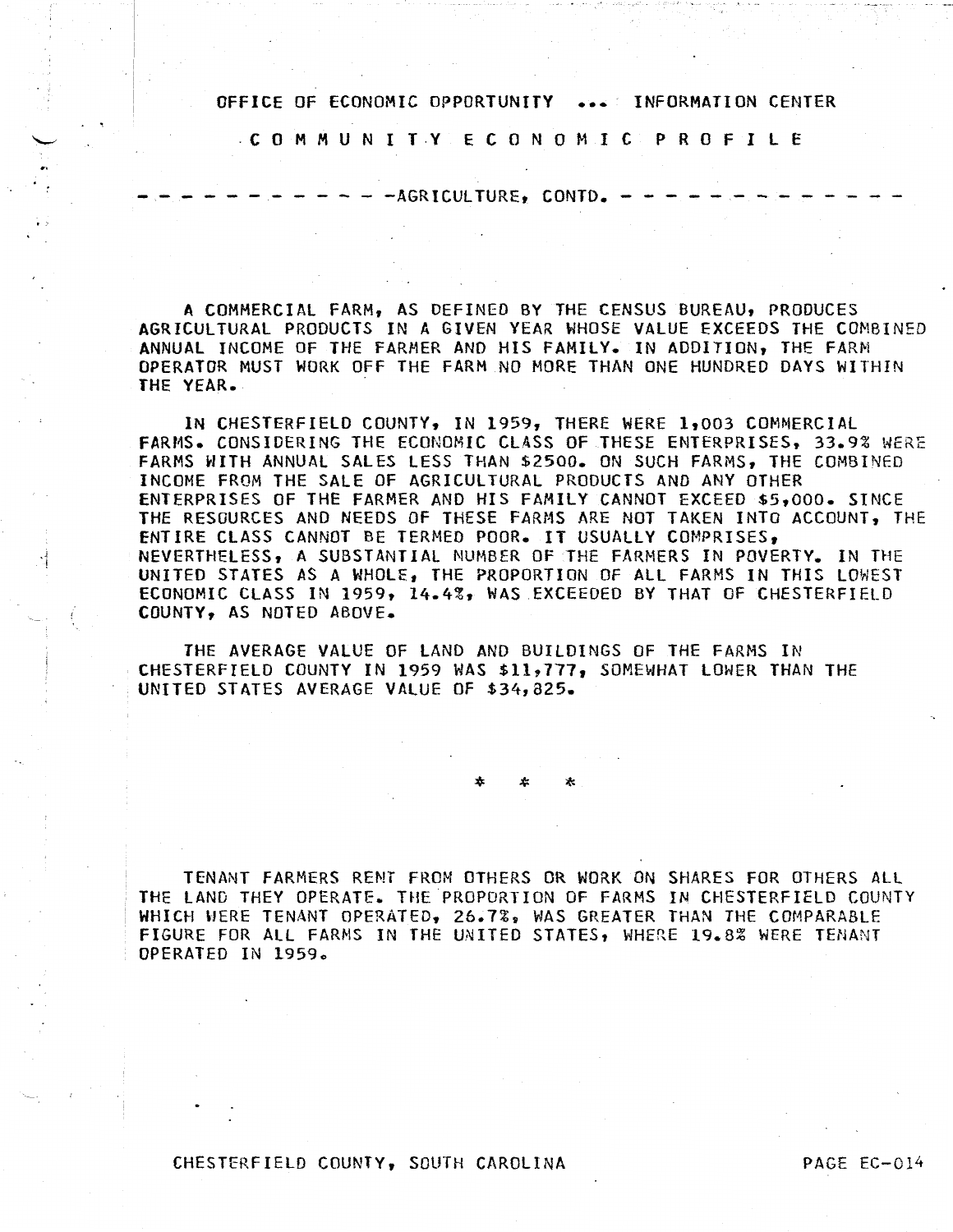OFFICE OF ECONOMIC OPPORTUNITY ... INFORMATION CENTER

COMMUNITY ECONOMIC PROFILE

## AGRICULTURE, CONTD.

A COMMERCIAL FARM, AS DEFINED BY THE CENSUS BUREAU, PRODUCES AGRICULTURAL PRODUCTS IN A GIVEN YEAR WHOSE VALUE EXCEEDS THE COMBINED ANNUAL INCOME OF THE FARMER AND HIS FAMILY. IN ADDITION, THE FARM OPERATOR MUST WORK OFF THE FARM NO MORE THAN ONE HUNDRED DAYS WITHIN THE YEAR.

IN CHESTERFIELD COUNTY, IN 1959, THERE WERE 1,003 COMMERCIAL FARMS. CONSIDERING THE ECONOMIC CLASS OF THESE ENTERPRISES, 33.9% WERE FARMS WITH ANNUAL SALES LESS THAN $2500. ON SUCH FARMS, THE COMBINED INCOME FROM THE SALE OF AGRICULTURAL PRODUCTS AND ANY OTHER ENTERPRISES OF THE FARMER AND HIS FAMILY CANNOT EXCEED $5,000. SINCE THE RESOURCES AND NEEDS OF THESE FARMS ARE NOT TAKEN INTO ACCOUNT, THE ENTIRE CLASS CANNOT BE TERMED POOR. IT USUALLY COMPRISES, NEVERTHELESS, A SUBSTANTIAL NUMBER OF THE FARMERS IN POVERTY. IN THE UNITED STATES AS A WHOLE, THE PROPORTION OF ALL FARMS IN THIS LOWEST ECONOMIC CLASS IN 1959, 14.4%, WAS EXCEEDED BY THAT OF CHESTERFIELD COUNTY, AS NOTED ABOVE.

THE AVERAGE VALUE OF LAND AND BUILDINGS OF THE FARMS IN CHESTERFIELD COUNTY IN 1959 WAS $11,777, SOMEWHAT LOWER THAN THE UNITED STATES AVERAGE VALUE OF $34,825.

\* \* \*

TENANT FARMERS RENT FROM OTHERS OR WORK ON SHARES FOR OTHERS ALL THE LAND THEY OPERATE. THE PROPORTION OF FARMS IN CHESTERFIELD COUNTY WHICH WERE TENANT OPERATED, 26.7%, WAS GREATER THAN THE COMPARABLE FIGURE FOR ALL FARMS IN THE UNITED STATES, WHERE 19.8% WERE TENANT OPERATED IN 1959.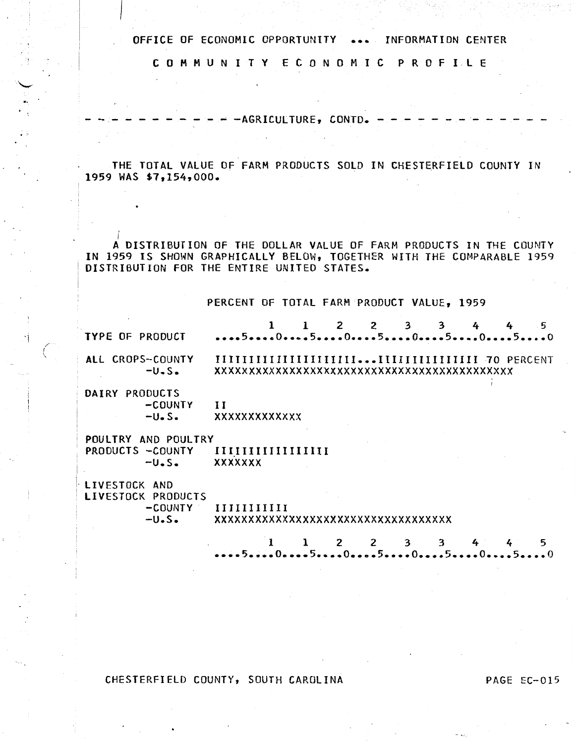OFFICE OF ECONOMIC OPPORTUNITY ... INFORMATION CENTER

COMMUNITY ECONOMIC PROFILE

## AGRICULTURE, CONTD.

THE TOTAL VALUE OF FARM PRODUCTS SOLD IN CHESTERFIELD COUNTY IN 1959 WAS $7,154,000.

A DISTRIBUTION OF THE DOLLAR VALUE OF FARM PRODUCTS IN THE COUNTY IN 1959 IS SHOWN GRAPHICALLY BELOW, TOGETHER WITH THE COMPARABLE 1959 DISTRIBUTION FOR THE ENTIRE UNITED STATES.

```
                         PERCENT OF TOTAL FARM PRODUCT VALUE, 1959

                                 1    1    2    2    3    3    4    4    5
TYPE OF PRODUCT         ....5....0....5....0....5....0....5....0....5....0

ALL CROPS-COUNTY        IIIIIIIIIIIIIIIIIIII...IIIIIIIIIIIIII 70 PERCENT
        -U.S.           XXXXXXXXXXXXXXXXXXXXXXXXXXXXXXXXXXXXXXXXXX

DAIRY PRODUCTS
        -COUNTY         II
        -U.S.           XXXXXXXXXXXXX

POULTRY AND POULTRY
PRODUCTS -COUNTY        IIIIIIIIIIIIIIII
        -U.S.           XXXXXXX

LIVESTOCK AND
LIVESTOCK PRODUCTS
        -COUNTY         IIIIIIIIIII
        -U.S.           XXXXXXXXXXXXXXXXXXXXXXXXXXXXXXXXXXX

                                 1    1    2    2    3    3    4    4    5
                        ....5....0....5....0....5....0....5....0....5....0
```

CHESTERFIELD COUNTY, SOUTH CAROLINA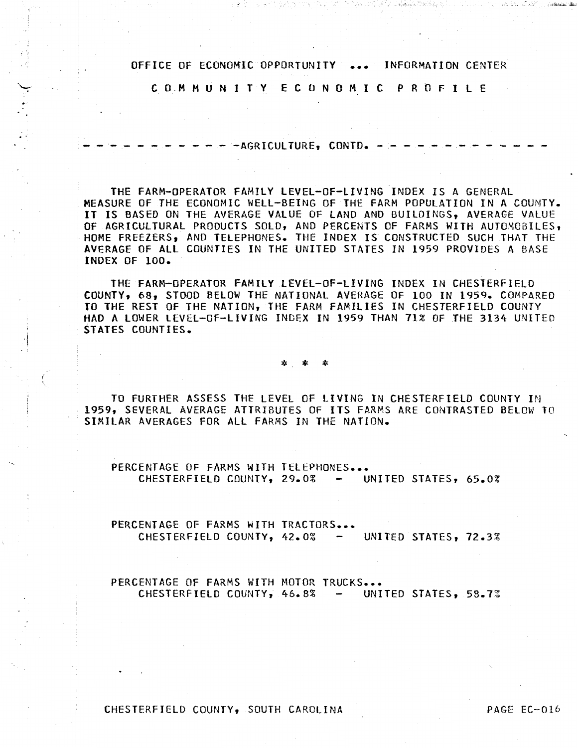OFFICE OF ECONOMIC OPPORTUNITY ... INFORMATION CENTER

# COMMUNITY ECONOMIC PROFILE

## AGRICULTURE, CONTD.

THE FARM-OPERATOR FAMILY LEVEL-OF-LIVING INDEX IS A GENERAL MEASURE OF THE ECONOMIC WELL-BEING OF THE FARM POPULATION IN A COUNTY. IT IS BASED ON THE AVERAGE VALUE OF LAND AND BUILDINGS, AVERAGE VALUE OF AGRICULTURAL PRODUCTS SOLD, AND PERCENTS OF FARMS WITH AUTOMOBILES, HOME FREEZERS, AND TELEPHONES. THE INDEX IS CONSTRUCTED SUCH THAT THE AVERAGE OF ALL COUNTIES IN THE UNITED STATES IN 1959 PROVIDES A BASE INDEX OF 100.

THE FARM-OPERATOR FAMILY LEVEL-OF-LIVING INDEX IN CHESTERFIELD COUNTY, 68, STOOD BELOW THE NATIONAL AVERAGE OF 100 IN 1959. COMPARED TO THE REST OF THE NATION, THE FARM FAMILIES IN CHESTERFIELD COUNTY HAD A LOWER LEVEL-OF-LIVING INDEX IN 1959 THAN 71% OF THE 3134 UNITED STATES COUNTIES.

\* \* \*

TO FURTHER ASSESS THE LEVEL OF LIVING IN CHESTERFIELD COUNTY IN 1959, SEVERAL AVERAGE ATTRIBUTES OF ITS FARMS ARE CONTRASTED BELOW TO SIMILAR AVERAGES FOR ALL FARMS IN THE NATION.

PERCENTAGE OF FARMS WITH TELEPHONES...
CHESTERFIELD COUNTY, 29.0% - UNITED STATES, 65.0%

PERCENTAGE OF FARMS WITH TRACTORS...
CHESTERFIELD COUNTY, 42.0% - UNITED STATES, 72.3%

PERCENTAGE OF FARMS WITH MOTOR TRUCKS...
CHESTERFIELD COUNTY, 46.8% - UNITED STATES, 58.7%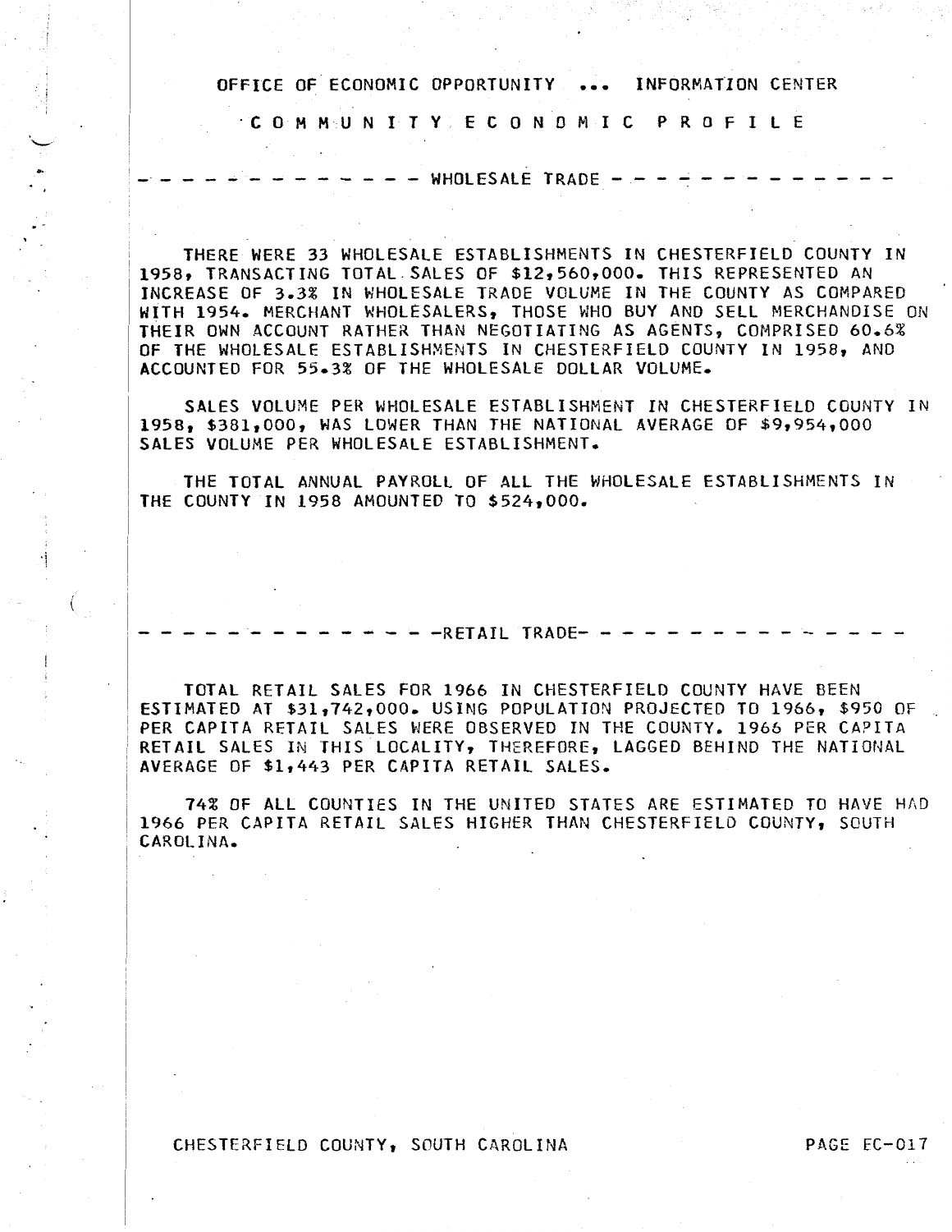OFFICE OF ECONOMIC OPPORTUNITY ... INFORMATION CENTER

# COMMUNITY ECONOMIC PROFILE

## WHOLESALE TRADE

THERE WERE 33 WHOLESALE ESTABLISHMENTS IN CHESTERFIELD COUNTY IN 1958, TRANSACTING TOTAL SALES OF $12,560,000. THIS REPRESENTED AN INCREASE OF 3.3% IN WHOLESALE TRADE VOLUME IN THE COUNTY AS COMPARED WITH 1954. MERCHANT WHOLESALERS, THOSE WHO BUY AND SELL MERCHANDISE ON THEIR OWN ACCOUNT RATHER THAN NEGOTIATING AS AGENTS, COMPRISED 60.6% OF THE WHOLESALE ESTABLISHMENTS IN CHESTERFIELD COUNTY IN 1958, AND ACCOUNTED FOR 55.3% OF THE WHOLESALE DOLLAR VOLUME.

SALES VOLUME PER WHOLESALE ESTABLISHMENT IN CHESTERFIELD COUNTY IN 1958, $381,000, WAS LOWER THAN THE NATIONAL AVERAGE OF $9,954,000 SALES VOLUME PER WHOLESALE ESTABLISHMENT.

THE TOTAL ANNUAL PAYROLL OF ALL THE WHOLESALE ESTABLISHMENTS IN THE COUNTY IN 1958 AMOUNTED TO $524,000.

## RETAIL TRADE

TOTAL RETAIL SALES FOR 1966 IN CHESTERFIELD COUNTY HAVE BEEN ESTIMATED AT $31,742,000. USING POPULATION PROJECTED TO 1966, $950 OF PER CAPITA RETAIL SALES WERE OBSERVED IN THE COUNTY. 1966 PER CAPITA RETAIL SALES IN THIS LOCALITY, THEREFORE, LAGGED BEHIND THE NATIONAL AVERAGE OF $1,443 PER CAPITA RETAIL SALES.

74% OF ALL COUNTIES IN THE UNITED STATES ARE ESTIMATED TO HAVE HAD 1966 PER CAPITA RETAIL SALES HIGHER THAN CHESTERFIELD COUNTY, SOUTH CAROLINA.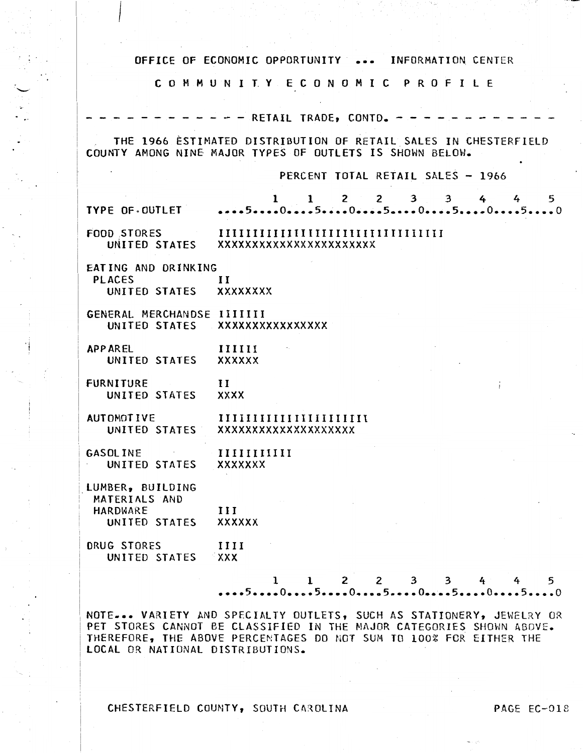OFFICE OF ECONOMIC OPPORTUNITY ... INFORMATION CENTER

COMMUNITY ECONOMIC PROFILE

## RETAIL TRADE, CONTD.

THE 1966 ESTIMATED DISTRIBUTION OF RETAIL SALES IN CHESTERFIELD COUNTY AMONG NINE MAJOR TYPES OF OUTLETS IS SHOWN BELOW.

```
                          PERCENT TOTAL RETAIL SALES - 1966

                        1    1    2    2    3    3    4    4    5
TYPE OF OUTLET     ....5....0....5....0....5....0....5....0....5....0

FOOD STORES        IIIIIIIIIIIIIIIIIIIIIIIIIIIIIIIII
   UNITED STATES   XXXXXXXXXXXXXXXXXXXXXXX

EATING AND DRINKING
 PLACES            II
   UNITED STATES   XXXXXXXX

GENERAL MERCHANDSE IIIIIII
   UNITED STATES   XXXXXXXXXXXXXXXX

APPAREL            IIIIIII
   UNITED STATES   XXXXXX

FURNITURE          II
   UNITED STATES   XXXX

AUTOMOTIVE         IIIIIIIIIIIIIIIIIIIIIIIIIIIII
   UNITED STATES   XXXXXXXXXXXXXXXXXXXX

GASOLINE           IIIIIIIIIII
   UNITED STATES   XXXXXXX

LUMBER, BUILDING
 MATERIALS AND
 HARDWARE          III
   UNITED STATES   XXXXXX

DRUG STORES        IIII
   UNITED STATES   XXX

                        1    1    2    2    3    3    4    4    5
                   ....5....0....5....0....5....0....5....0....5....0
```

NOTE... VARIETY AND SPECIALTY OUTLETS, SUCH AS STATIONERY, JEWELRY OR PET STORES CANNOT BE CLASSIFIED IN THE MAJOR CATEGORIES SHOWN ABOVE. THEREFORE, THE ABOVE PERCENTAGES DO NOT SUM TO 100% FOR EITHER THE LOCAL OR NATIONAL DISTRIBUTIONS.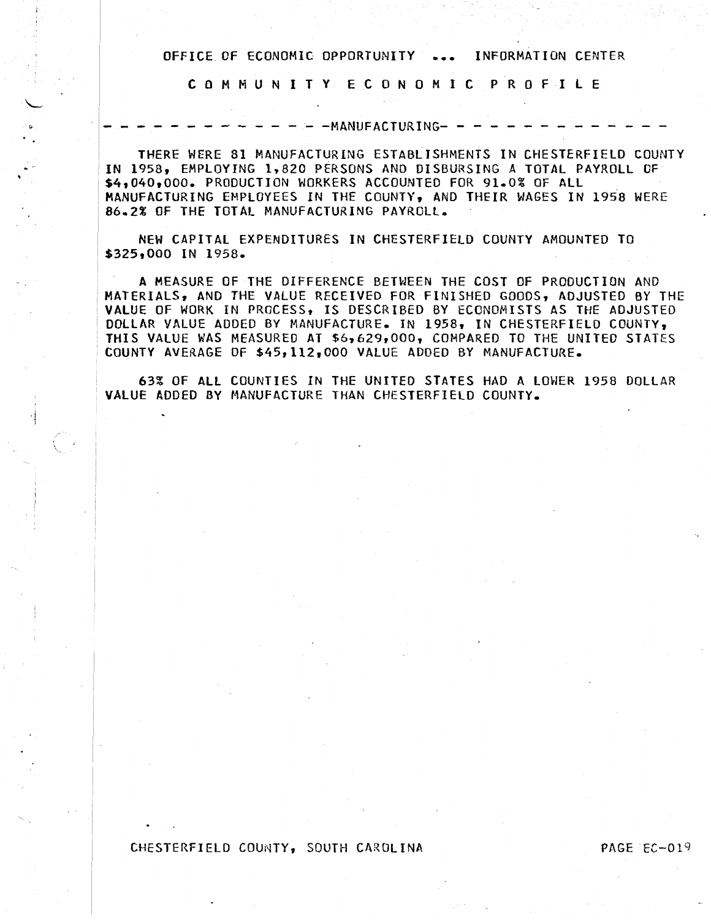OFFICE OF ECONOMIC OPPORTUNITY ... INFORMATION CENTER

# COMMUNITY ECONOMIC PROFILE

## MANUFACTURING

THERE WERE 81 MANUFACTURING ESTABLISHMENTS IN CHESTERFIELD COUNTY IN 1958, EMPLOYING 1,820 PERSONS AND DISBURSING A TOTAL PAYROLL OF $4,040,000. PRODUCTION WORKERS ACCOUNTED FOR 91.0% OF ALL MANUFACTURING EMPLOYEES IN THE COUNTY, AND THEIR WAGES IN 1958 WERE 86.2% OF THE TOTAL MANUFACTURING PAYROLL.

NEW CAPITAL EXPENDITURES IN CHESTERFIELD COUNTY AMOUNTED TO $325,000 IN 1958.

A MEASURE OF THE DIFFERENCE BETWEEN THE COST OF PRODUCTION AND MATERIALS, AND THE VALUE RECEIVED FOR FINISHED GOODS, ADJUSTED BY THE VALUE OF WORK IN PROCESS, IS DESCRIBED BY ECONOMISTS AS THE ADJUSTED DOLLAR VALUE ADDED BY MANUFACTURE. IN 1958, IN CHESTERFIELD COUNTY, THIS VALUE WAS MEASURED AT $6,629,000, COMPARED TO THE UNITED STATES COUNTY AVERAGE OF $45,112,000 VALUE ADDED BY MANUFACTURE.

63% OF ALL COUNTIES IN THE UNITED STATES HAD A LOWER 1958 DOLLAR VALUE ADDED BY MANUFACTURE THAN CHESTERFIELD COUNTY.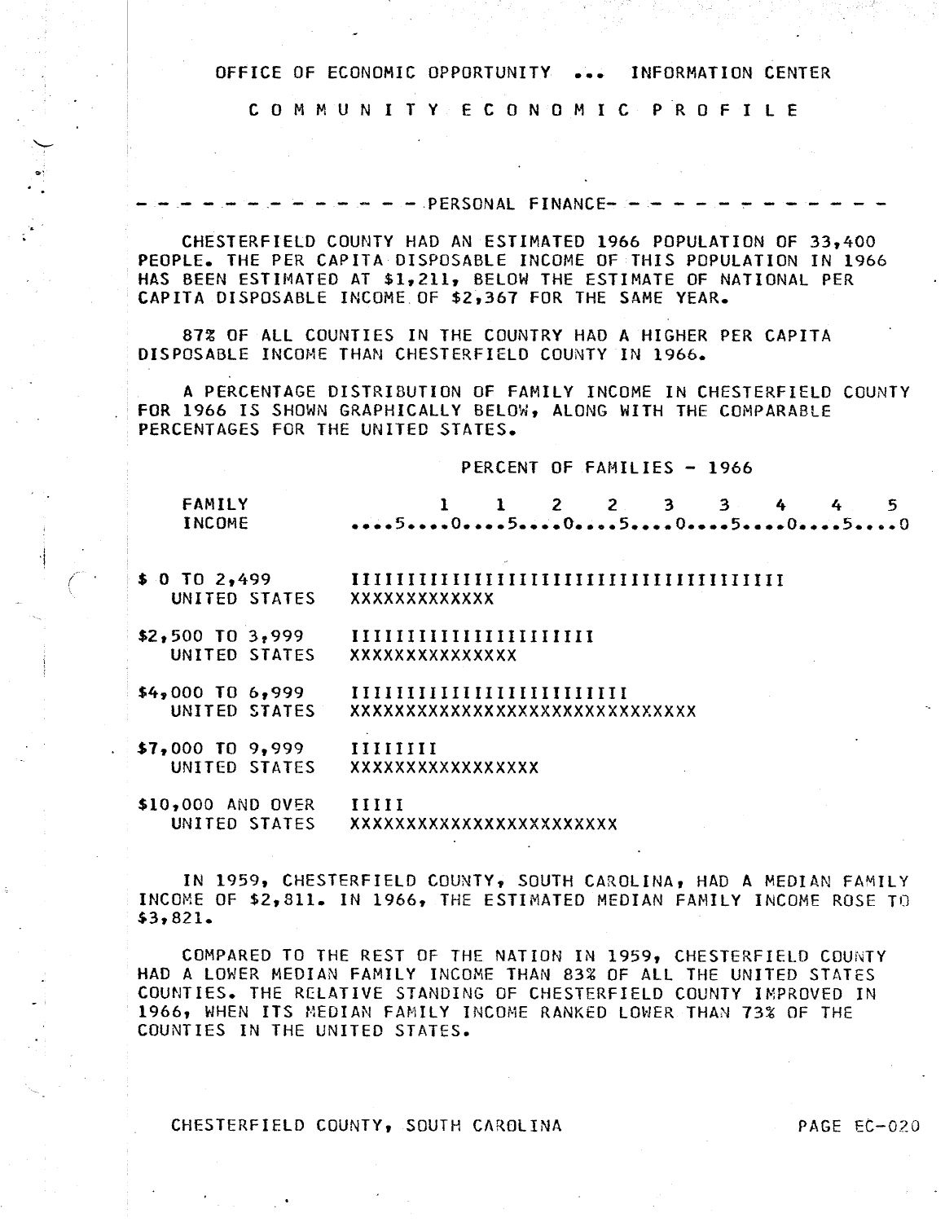OFFICE OF ECONOMIC OPPORTUNITY ... INFORMATION CENTER

# COMMUNITY ECONOMIC PROFILE

## PERSONAL FINANCE

CHESTERFIELD COUNTY HAD AN ESTIMATED 1966 POPULATION OF 33,400 PEOPLE. THE PER CAPITA DISPOSABLE INCOME OF THIS POPULATION IN 1966 HAS BEEN ESTIMATED AT $1,211, BELOW THE ESTIMATE OF NATIONAL PER CAPITA DISPOSABLE INCOME OF $2,367 FOR THE SAME YEAR.

87% OF ALL COUNTIES IN THE COUNTRY HAD A HIGHER PER CAPITA DISPOSABLE INCOME THAN CHESTERFIELD COUNTY IN 1966.

A PERCENTAGE DISTRIBUTION OF FAMILY INCOME IN CHESTERFIELD COUNTY FOR 1966 IS SHOWN GRAPHICALLY BELOW, ALONG WITH THE COMPARABLE PERCENTAGES FOR THE UNITED STATES.

```
                              PERCENT OF FAMILIES - 1966

FAMILY                    1    1    2    2    3    3    4    4    5
INCOME               ....5....0....5....0....5....0....5....0....5....0

$ 0 TO 2,499         IIIIIIIIIIIIIIIIIIIIIIIIIIIIIIIIIIIIIII
   UNITED STATES     XXXXXXXXXXXXX

$2,500 TO 3,999      IIIIIIIIIIIIIIIIIIIII
   UNITED STATES     XXXXXXXXXXXXXXX

$4,000 TO 6,999      IIIIIIIIIIIIIIIIIIIIIIIII
   UNITED STATES     XXXXXXXXXXXXXXXXXXXXXXXXXXXXXXX

$7,000 TO 9,999      IIIIIIII
   UNITED STATES     XXXXXXXXXXXXXXXXX

$10,000 AND OVER     IIIII
   UNITED STATES     XXXXXXXXXXXXXXXXXXXXXXXX
```

IN 1959, CHESTERFIELD COUNTY, SOUTH CAROLINA, HAD A MEDIAN FAMILY INCOME OF $2,811. IN 1966, THE ESTIMATED MEDIAN FAMILY INCOME ROSE TO $3,821.

COMPARED TO THE REST OF THE NATION IN 1959, CHESTERFIELD COUNTY HAD A LOWER MEDIAN FAMILY INCOME THAN 83% OF ALL THE UNITED STATES COUNTIES. THE RELATIVE STANDING OF CHESTERFIELD COUNTY IMPROVED IN 1966, WHEN ITS MEDIAN FAMILY INCOME RANKED LOWER THAN 73% OF THE COUNTIES IN THE UNITED STATES.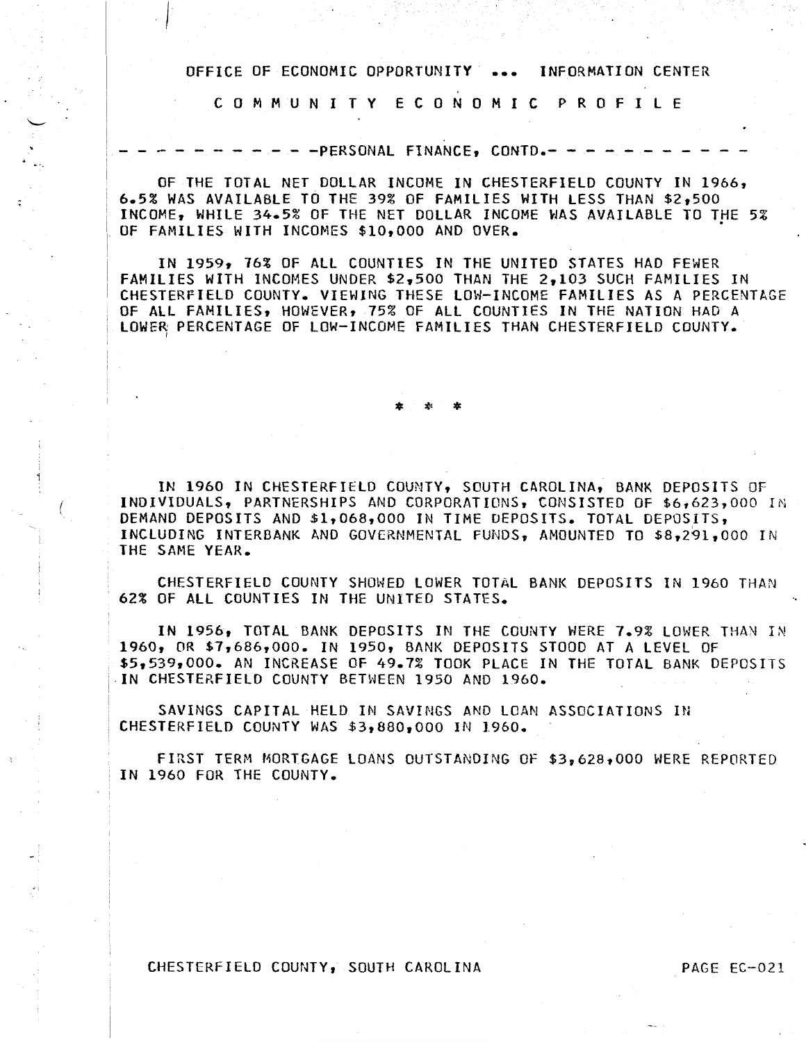OFFICE OF ECONOMIC OPPORTUNITY ... INFORMATION CENTER

COMMUNITY ECONOMIC PROFILE

## ------------PERSONAL FINANCE, CONTD.------------

OF THE TOTAL NET DOLLAR INCOME IN CHESTERFIELD COUNTY IN 1966, 6.5% WAS AVAILABLE TO THE 39% OF FAMILIES WITH LESS THAN $2,500 INCOME, WHILE 34.5% OF THE NET DOLLAR INCOME WAS AVAILABLE TO THE 5% OF FAMILIES WITH INCOMES $10,000 AND OVER.

IN 1959, 76% OF ALL COUNTIES IN THE UNITED STATES HAD FEWER FAMILIES WITH INCOMES UNDER $2,500 THAN THE 2,103 SUCH FAMILIES IN CHESTERFIELD COUNTY. VIEWING THESE LOW-INCOME FAMILIES AS A PERCENTAGE OF ALL FAMILIES, HOWEVER, 75% OF ALL COUNTIES IN THE NATION HAD A LOWER PERCENTAGE OF LOW-INCOME FAMILIES THAN CHESTERFIELD COUNTY.

\* \* \*

IN 1960 IN CHESTERFIELD COUNTY, SOUTH CAROLINA, BANK DEPOSITS OF INDIVIDUALS, PARTNERSHIPS AND CORPORATIONS, CONSISTED OF $6,623,000 IN DEMAND DEPOSITS AND $1,068,000 IN TIME DEPOSITS. TOTAL DEPOSITS, INCLUDING INTERBANK AND GOVERNMENTAL FUNDS, AMOUNTED TO $8,291,000 IN THE SAME YEAR.

CHESTERFIELD COUNTY SHOWED LOWER TOTAL BANK DEPOSITS IN 1960 THAN 62% OF ALL COUNTIES IN THE UNITED STATES.

IN 1956, TOTAL BANK DEPOSITS IN THE COUNTY WERE 7.9% LOWER THAN IN 1960, OR $7,686,000. IN 1950, BANK DEPOSITS STOOD AT A LEVEL OF $5,539,000. AN INCREASE OF 49.7% TOOK PLACE IN THE TOTAL BANK DEPOSITS IN CHESTERFIELD COUNTY BETWEEN 1950 AND 1960.

SAVINGS CAPITAL HELD IN SAVINGS AND LOAN ASSOCIATIONS IN CHESTERFIELD COUNTY WAS $3,880,000 IN 1960.

FIRST TERM MORTGAGE LOANS OUTSTANDING OF $3,628,000 WERE REPORTED IN 1960 FOR THE COUNTY.